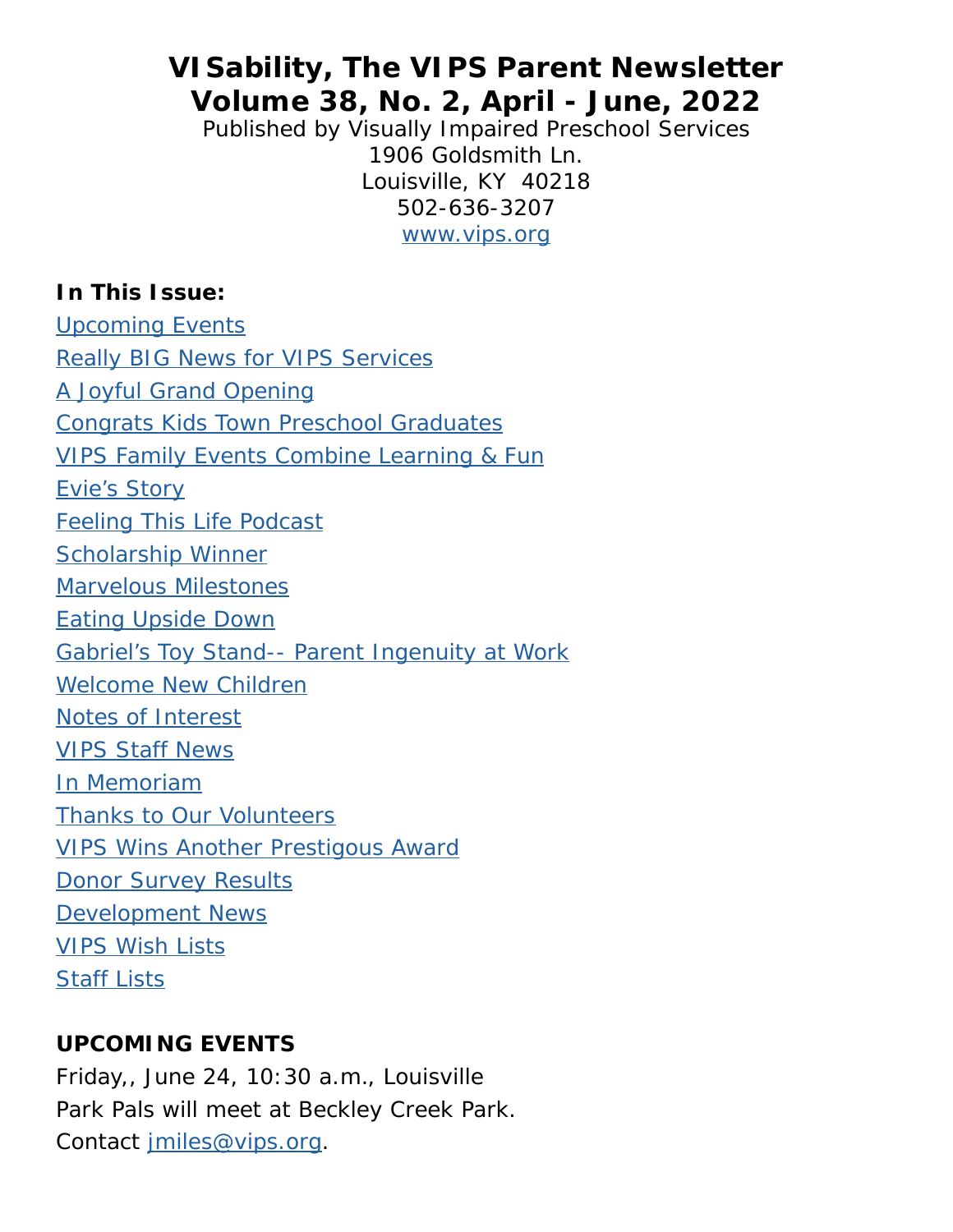# VISability, The VIPS Parent Newsletter
# Volume 38, No. 2, April - June, 2022

Published by Visually Impaired Preschool Services
1906 Goldsmith Ln.
Louisville, KY 40218
502-636-3207
www.vips.org

**In This Issue:**

- Upcoming Events
- Really BIG News for VIPS Services
- A Joyful Grand Opening
- Congrats Kids Town Preschool Graduates
- VIPS Family Events Combine Learning & Fun
- Evie's Story
- Feeling This Life Podcast
- Scholarship Winner
- Marvelous Milestones
- Eating Upside Down
- Gabriel's Toy Stand-- Parent Ingenuity at Work
- Welcome New Children
- Notes of Interest
- VIPS Staff News
- In Memoriam
- Thanks to Our Volunteers
- VIPS Wins Another Prestigous Award
- Donor Survey Results
- Development News
- VIPS Wish Lists
- Staff Lists

## UPCOMING EVENTS

Friday,, June 24, 10:30 a.m., Louisville
Park Pals will meet at Beckley Creek Park.
Contact jmiles@vips.org.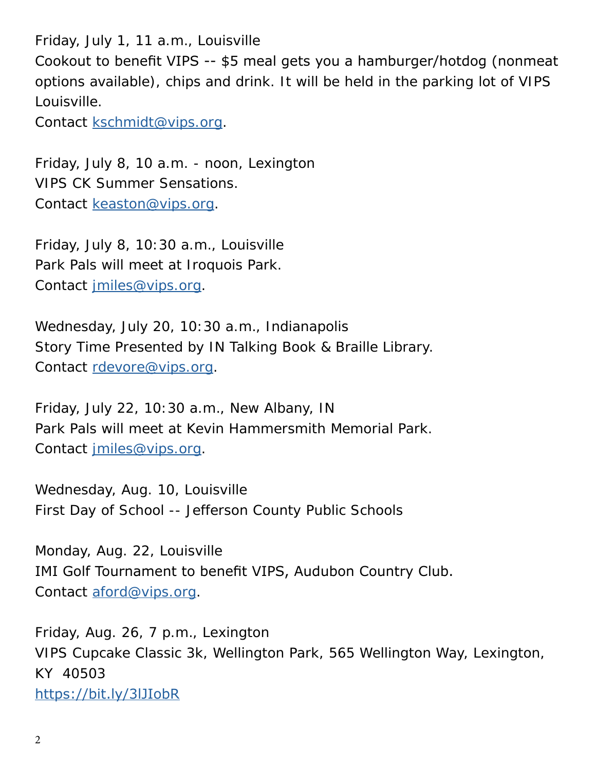Friday, July 1, 11 a.m., Louisville
Cookout to benefit VIPS -- $5 meal gets you a hamburger/hotdog (nonmeat options available), chips and drink. It will be held in the parking lot of VIPS Louisville.
Contact [kschmidt@vips.org](mailto:kschmidt@vips.org).

Friday, July 8, 10 a.m. - noon, Lexington
VIPS CK Summer Sensations.
Contact [keaston@vips.org](mailto:keaston@vips.org).

Friday, July 8, 10:30 a.m., Louisville
Park Pals will meet at Iroquois Park.
Contact [jmiles@vips.org](mailto:jmiles@vips.org).

Wednesday, July 20, 10:30 a.m., Indianapolis
Story Time Presented by IN Talking Book & Braille Library.
Contact [rdevore@vips.org](mailto:rdevore@vips.org).

Friday, July 22, 10:30 a.m., New Albany, IN
Park Pals will meet at Kevin Hammersmith Memorial Park.
Contact [jmiles@vips.org](mailto:jmiles@vips.org).

Wednesday, Aug. 10, Louisville
First Day of School -- Jefferson County Public Schools

Monday, Aug. 22, Louisville
IMI Golf Tournament to benefit VIPS, Audubon Country Club.
Contact [aford@vips.org](mailto:aford@vips.org).

Friday, Aug. 26, 7 p.m., Lexington
VIPS Cupcake Classic 3k, Wellington Park, 565 Wellington Way, Lexington, KY 40503
[https://bit.ly/3lJIobR](https://bit.ly/3lJIobR)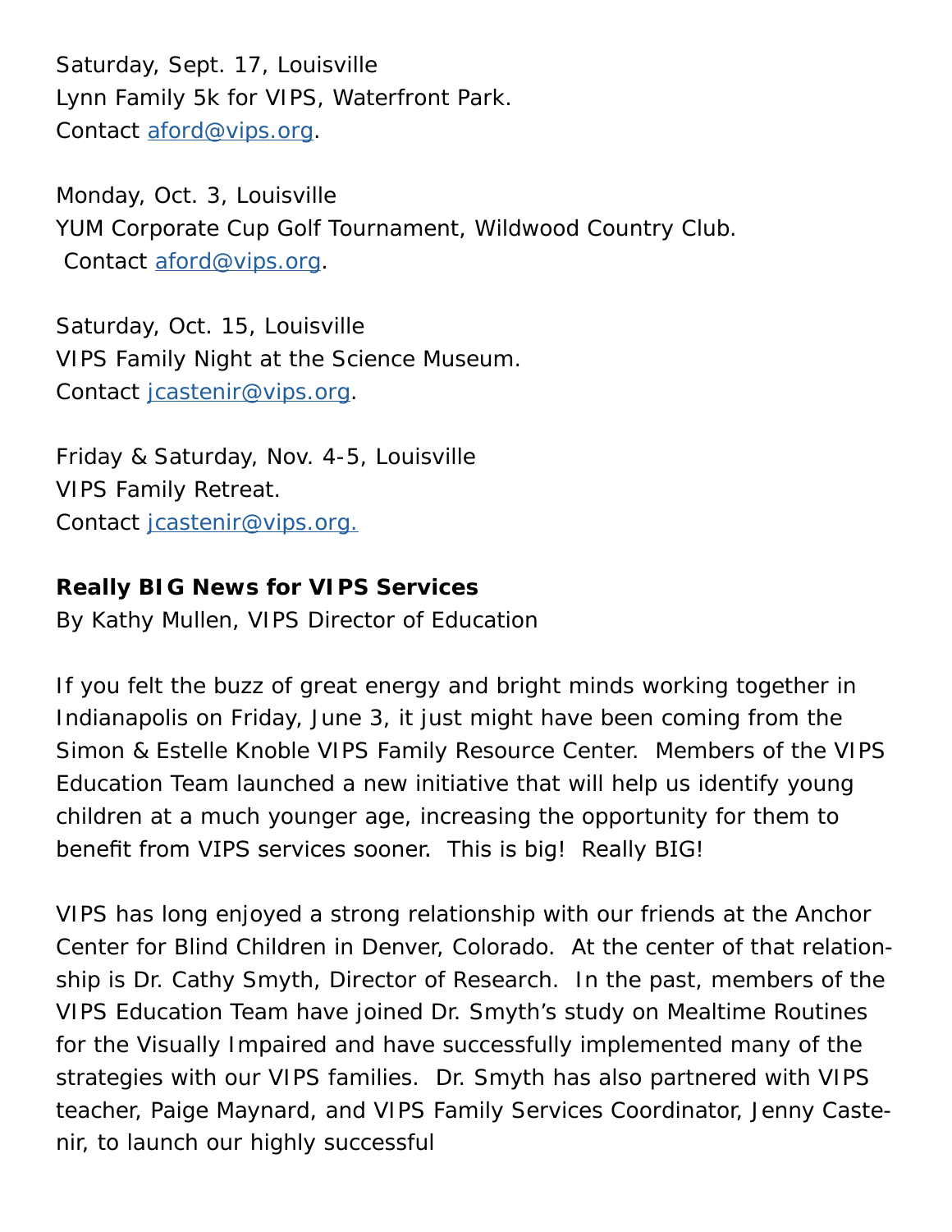Saturday, Sept. 17, Louisville
Lynn Family 5k for VIPS, Waterfront Park.
Contact aford@vips.org.

Monday, Oct. 3, Louisville
YUM Corporate Cup Golf Tournament, Wildwood Country Club.
Contact aford@vips.org.

Saturday, Oct. 15, Louisville
VIPS Family Night at the Science Museum.
Contact jcastenir@vips.org.

Friday & Saturday, Nov. 4-5, Louisville
VIPS Family Retreat.
Contact jcastenir@vips.org.

**Really BIG News for VIPS Services**
By Kathy Mullen, VIPS Director of Education

If you felt the buzz of great energy and bright minds working together in Indianapolis on Friday, June 3, it just might have been coming from the Simon & Estelle Knoble VIPS Family Resource Center. Members of the VIPS Education Team launched a new initiative that will help us identify young children at a much younger age, increasing the opportunity for them to benefit from VIPS services sooner. This is big! Really BIG!

VIPS has long enjoyed a strong relationship with our friends at the Anchor Center for Blind Children in Denver, Colorado. At the center of that relationship is Dr. Cathy Smyth, Director of Research. In the past, members of the VIPS Education Team have joined Dr. Smyth's study on Mealtime Routines for the Visually Impaired and have successfully implemented many of the strategies with our VIPS families. Dr. Smyth has also partnered with VIPS teacher, Paige Maynard, and VIPS Family Services Coordinator, Jenny Castenir, to launch our highly successful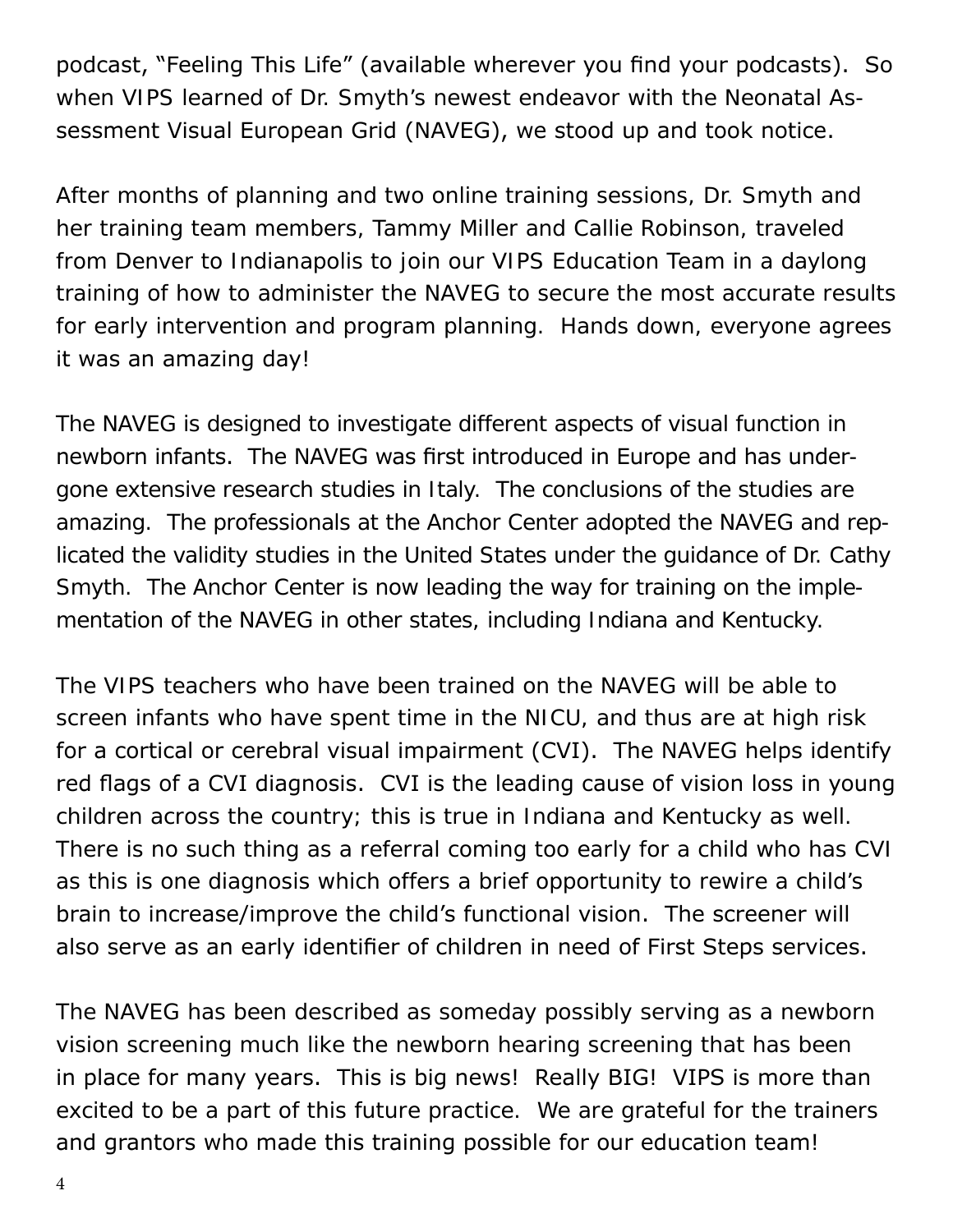podcast, "Feeling This Life" (available wherever you find your podcasts). So when VIPS learned of Dr. Smyth's newest endeavor with the Neonatal Assessment Visual European Grid (NAVEG), we stood up and took notice.

After months of planning and two online training sessions, Dr. Smyth and her training team members, Tammy Miller and Callie Robinson, traveled from Denver to Indianapolis to join our VIPS Education Team in a daylong training of how to administer the NAVEG to secure the most accurate results for early intervention and program planning. Hands down, everyone agrees it was an amazing day!

The NAVEG is designed to investigate different aspects of visual function in newborn infants. The NAVEG was first introduced in Europe and has undergone extensive research studies in Italy. The conclusions of the studies are amazing. The professionals at the Anchor Center adopted the NAVEG and replicated the validity studies in the United States under the guidance of Dr. Cathy Smyth. The Anchor Center is now leading the way for training on the implementation of the NAVEG in other states, including Indiana and Kentucky.

The VIPS teachers who have been trained on the NAVEG will be able to screen infants who have spent time in the NICU, and thus are at high risk for a cortical or cerebral visual impairment (CVI). The NAVEG helps identify red flags of a CVI diagnosis. CVI is the leading cause of vision loss in young children across the country; this is true in Indiana and Kentucky as well. There is no such thing as a referral coming too early for a child who has CVI as this is one diagnosis which offers a brief opportunity to rewire a child's brain to increase/improve the child's functional vision. The screener will also serve as an early identifier of children in need of First Steps services.

The NAVEG has been described as someday possibly serving as a newborn vision screening much like the newborn hearing screening that has been in place for many years. This is big news! Really BIG! VIPS is more than excited to be a part of this future practice. We are grateful for the trainers and grantors who made this training possible for our education team!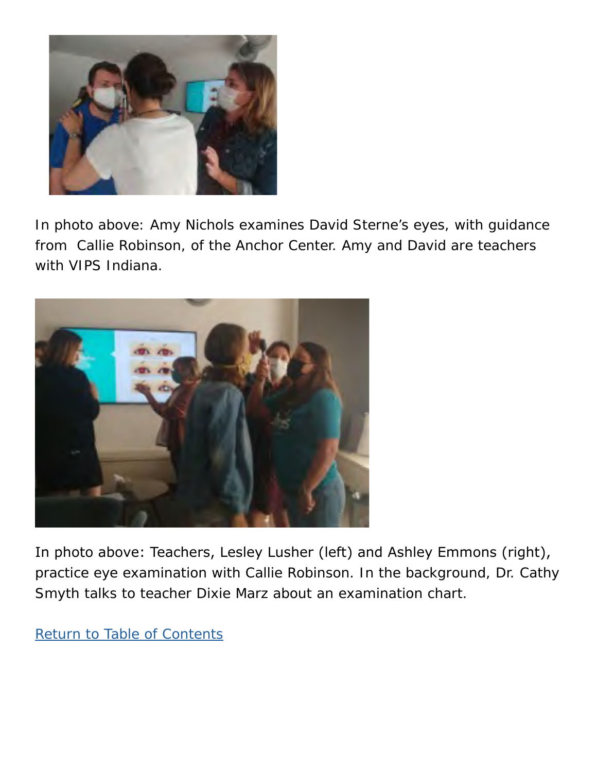In photo above: Amy Nichols examines David Sterne's eyes, with guidance from Callie Robinson, of the Anchor Center. Amy and David are teachers with VIPS Indiana.

In photo above: Teachers, Lesley Lusher (left) and Ashley Emmons (right), practice eye examination with Callie Robinson. In the background, Dr. Cathy Smyth talks to teacher Dixie Marz about an examination chart.

Return to Table of Contents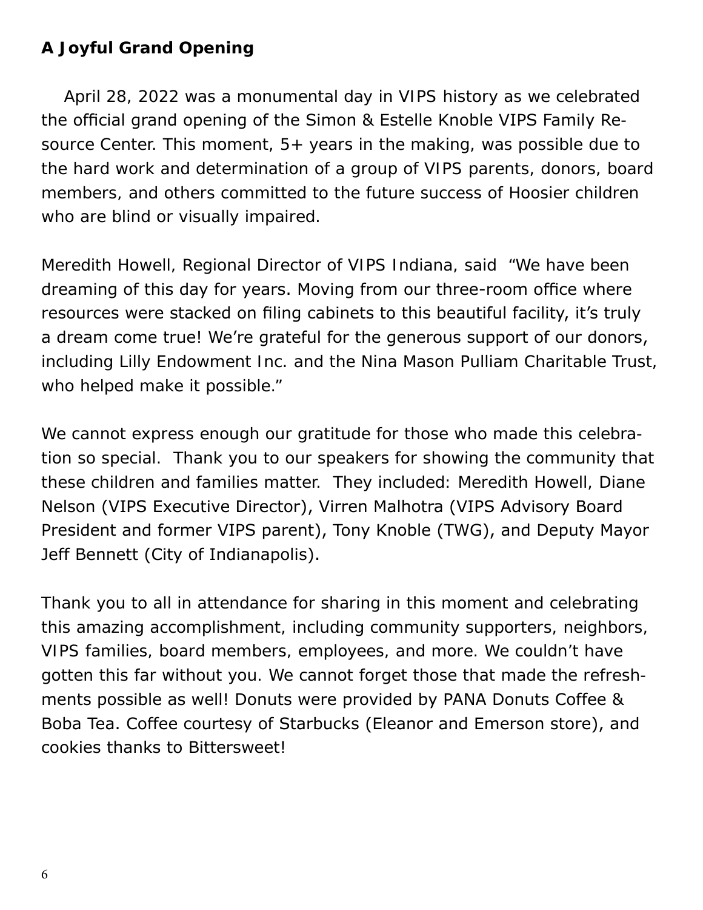## A Joyful Grand Opening

April 28, 2022 was a monumental day in VIPS history as we celebrated the official grand opening of the Simon & Estelle Knoble VIPS Family Resource Center. This moment, 5+ years in the making, was possible due to the hard work and determination of a group of VIPS parents, donors, board members, and others committed to the future success of Hoosier children who are blind or visually impaired.

Meredith Howell, Regional Director of VIPS Indiana, said "We have been dreaming of this day for years. Moving from our three-room office where resources were stacked on filing cabinets to this beautiful facility, it's truly a dream come true! We're grateful for the generous support of our donors, including Lilly Endowment Inc. and the Nina Mason Pulliam Charitable Trust, who helped make it possible."

We cannot express enough our gratitude for those who made this celebration so special. Thank you to our speakers for showing the community that these children and families matter. They included: Meredith Howell, Diane Nelson (VIPS Executive Director), Virren Malhotra (VIPS Advisory Board President and former VIPS parent), Tony Knoble (TWG), and Deputy Mayor Jeff Bennett (City of Indianapolis).

Thank you to all in attendance for sharing in this moment and celebrating this amazing accomplishment, including community supporters, neighbors, VIPS families, board members, employees, and more. We couldn't have gotten this far without you. We cannot forget those that made the refreshments possible as well! Donuts were provided by PANA Donuts Coffee & Boba Tea. Coffee courtesy of Starbucks (Eleanor and Emerson store), and cookies thanks to Bittersweet!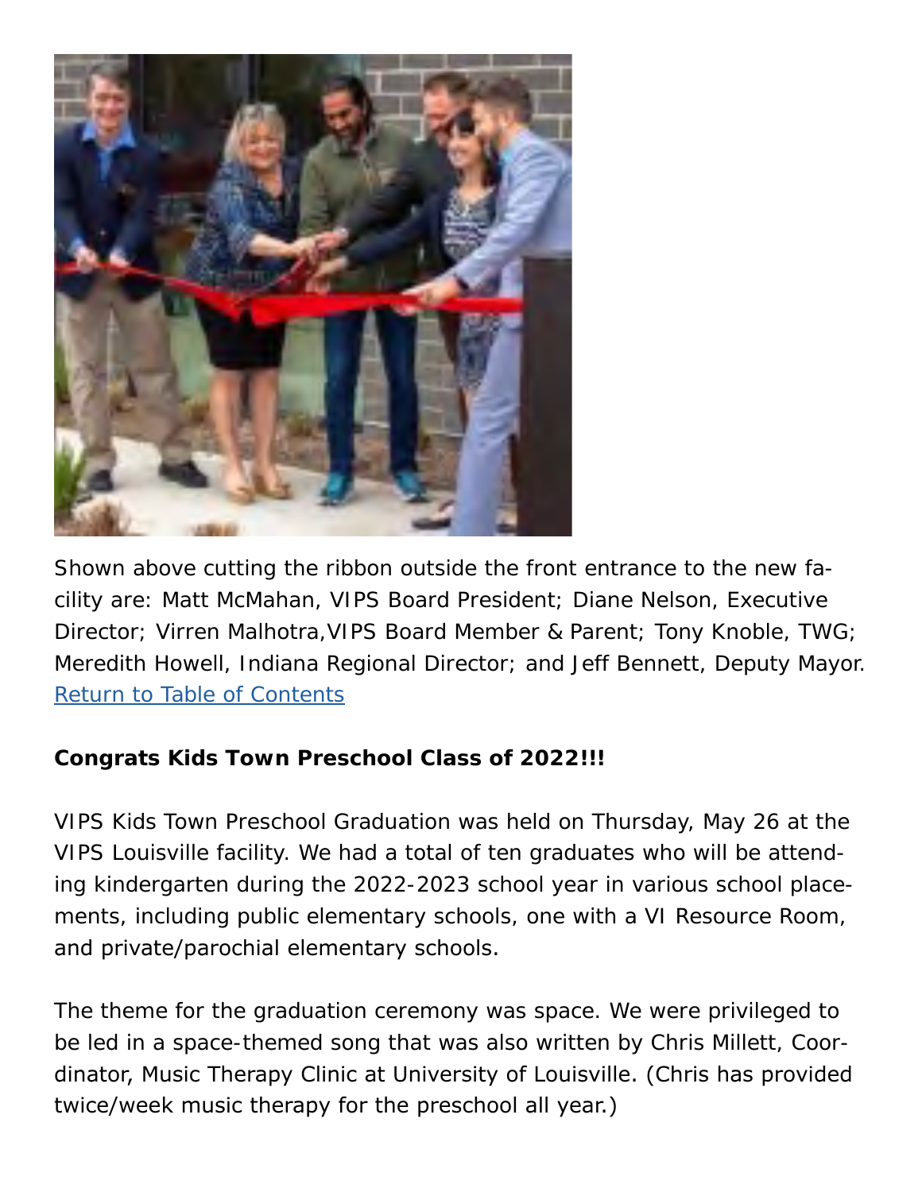Shown above cutting the ribbon outside the front entrance to the new facility are: Matt McMahan, VIPS Board President; Diane Nelson, Executive Director; Virren Malhotra,VIPS Board Member & Parent; Tony Knoble, TWG; Meredith Howell, Indiana Regional Director; and Jeff Bennett, Deputy Mayor.
Return to Table of Contents

**Congrats Kids Town Preschool Class of 2022!!!**

VIPS Kids Town Preschool Graduation was held on Thursday, May 26 at the VIPS Louisville facility. We had a total of ten graduates who will be attending kindergarten during the 2022-2023 school year in various school placements, including public elementary schools, one with a VI Resource Room, and private/parochial elementary schools.

The theme for the graduation ceremony was space. We were privileged to be led in a space-themed song that was also written by Chris Millett, Coordinator, Music Therapy Clinic at University of Louisville. (Chris has provided twice/week music therapy for the preschool all year.)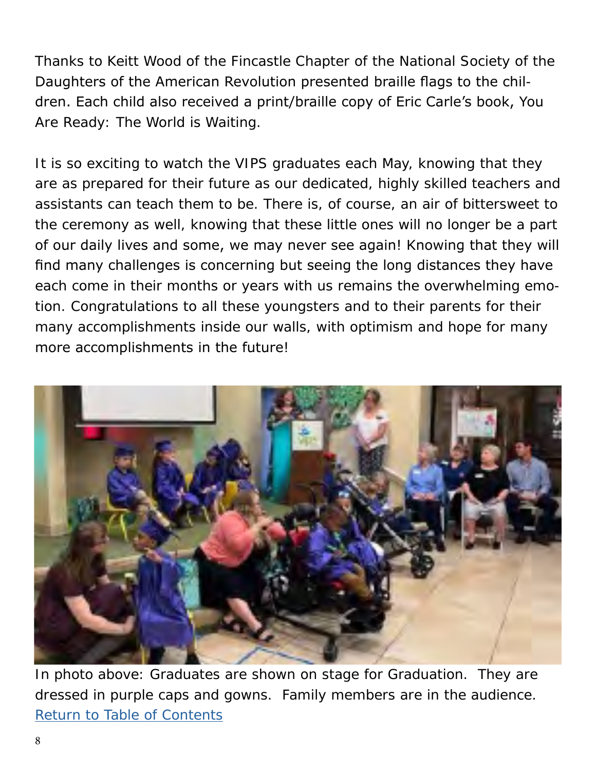Thanks to Keitt Wood of the Fincastle Chapter of the National Society of the Daughters of the American Revolution presented braille flags to the children. Each child also received a print/braille copy of Eric Carle's book, You Are Ready: The World is Waiting.

It is so exciting to watch the VIPS graduates each May, knowing that they are as prepared for their future as our dedicated, highly skilled teachers and assistants can teach them to be. There is, of course, an air of bittersweet to the ceremony as well, knowing that these little ones will no longer be a part of our daily lives and some, we may never see again! Knowing that they will find many challenges is concerning but seeing the long distances they have each come in their months or years with us remains the overwhelming emotion. Congratulations to all these youngsters and to their parents for their many accomplishments inside our walls, with optimism and hope for many more accomplishments in the future!

In photo above: Graduates are shown on stage for Graduation. They are dressed in purple caps and gowns. Family members are in the audience.

[Return to Table of Contents](#)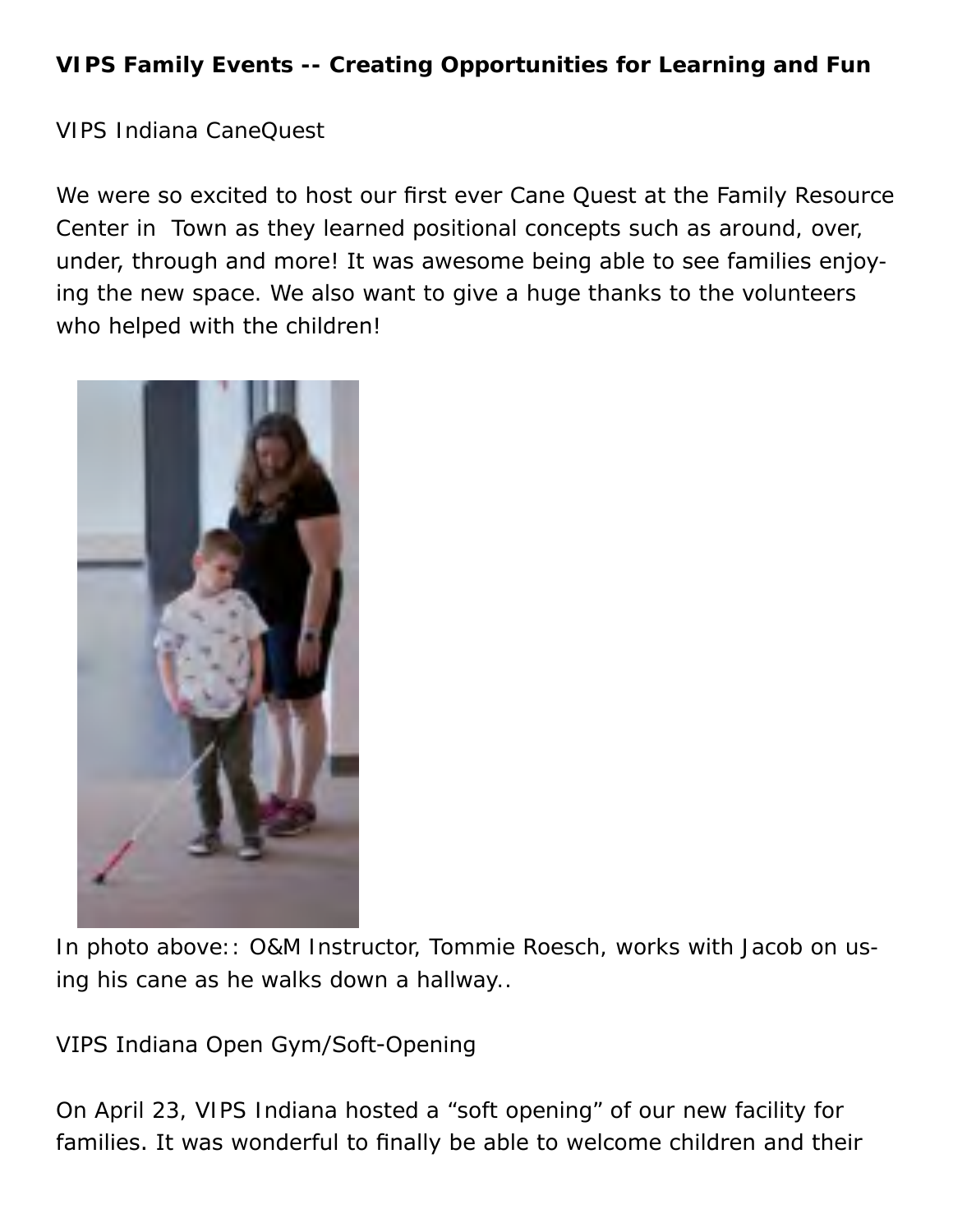**VIPS Family Events -- Creating Opportunities for Learning and Fun**

VIPS Indiana CaneQuest

We were so excited to host our first ever Cane Quest at the Family Resource Center in  Town as they learned positional concepts such as around, over, under, through and more! It was awesome being able to see families enjoying the new space. We also want to give a huge thanks to the volunteers who helped with the children!

In photo above:: O&M Instructor, Tommie Roesch, works with Jacob on using his cane as he walks down a hallway..

VIPS Indiana Open Gym/Soft-Opening

On April 23, VIPS Indiana hosted a “soft opening” of our new facility for families. It was wonderful to finally be able to welcome children and their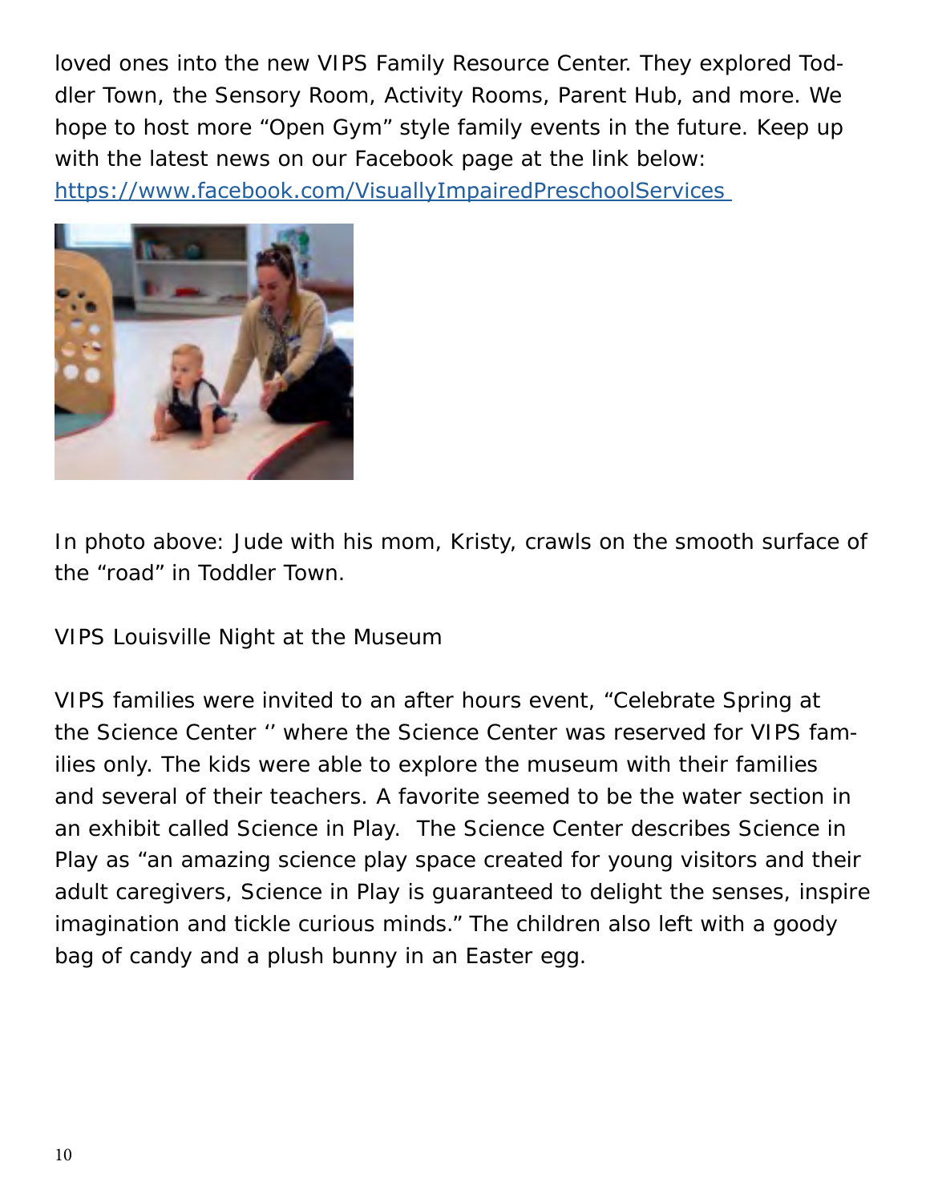loved ones into the new VIPS Family Resource Center. They explored Toddler Town, the Sensory Room, Activity Rooms, Parent Hub, and more. We hope to host more “Open Gym” style family events in the future. Keep up with the latest news on our Facebook page at the link below:
[https://www.facebook.com/VisuallyImpairedPreschoolServices](https://www.facebook.com/VisuallyImpairedPreschoolServices)

In photo above: Jude with his mom, Kristy, crawls on the smooth surface of the “road” in Toddler Town.

VIPS Louisville Night at the Museum

VIPS families were invited to an after hours event, “Celebrate Spring at the Science Center ‘’ where the Science Center was reserved for VIPS families only. The kids were able to explore the museum with their families and several of their teachers. A favorite seemed to be the water section in an exhibit called Science in Play.  The Science Center describes Science in Play as “an amazing science play space created for young visitors and their adult caregivers, Science in Play is guaranteed to delight the senses, inspire imagination and tickle curious minds.” The children also left with a goody bag of candy and a plush bunny in an Easter egg.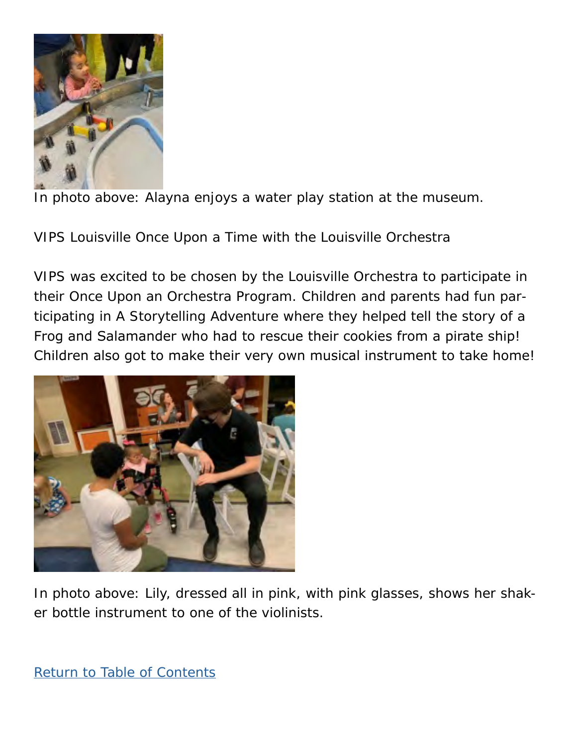In photo above: Alayna enjoys a water play station at the museum.

VIPS Louisville Once Upon a Time with the Louisville Orchestra

VIPS was excited to be chosen by the Louisville Orchestra to participate in their Once Upon an Orchestra Program. Children and parents had fun participating in A Storytelling Adventure where they helped tell the story of a Frog and Salamander who had to rescue their cookies from a pirate ship! Children also got to make their very own musical instrument to take home!

In photo above: Lily, dressed all in pink, with pink glasses, shows her shaker bottle instrument to one of the violinists.

Return to Table of Contents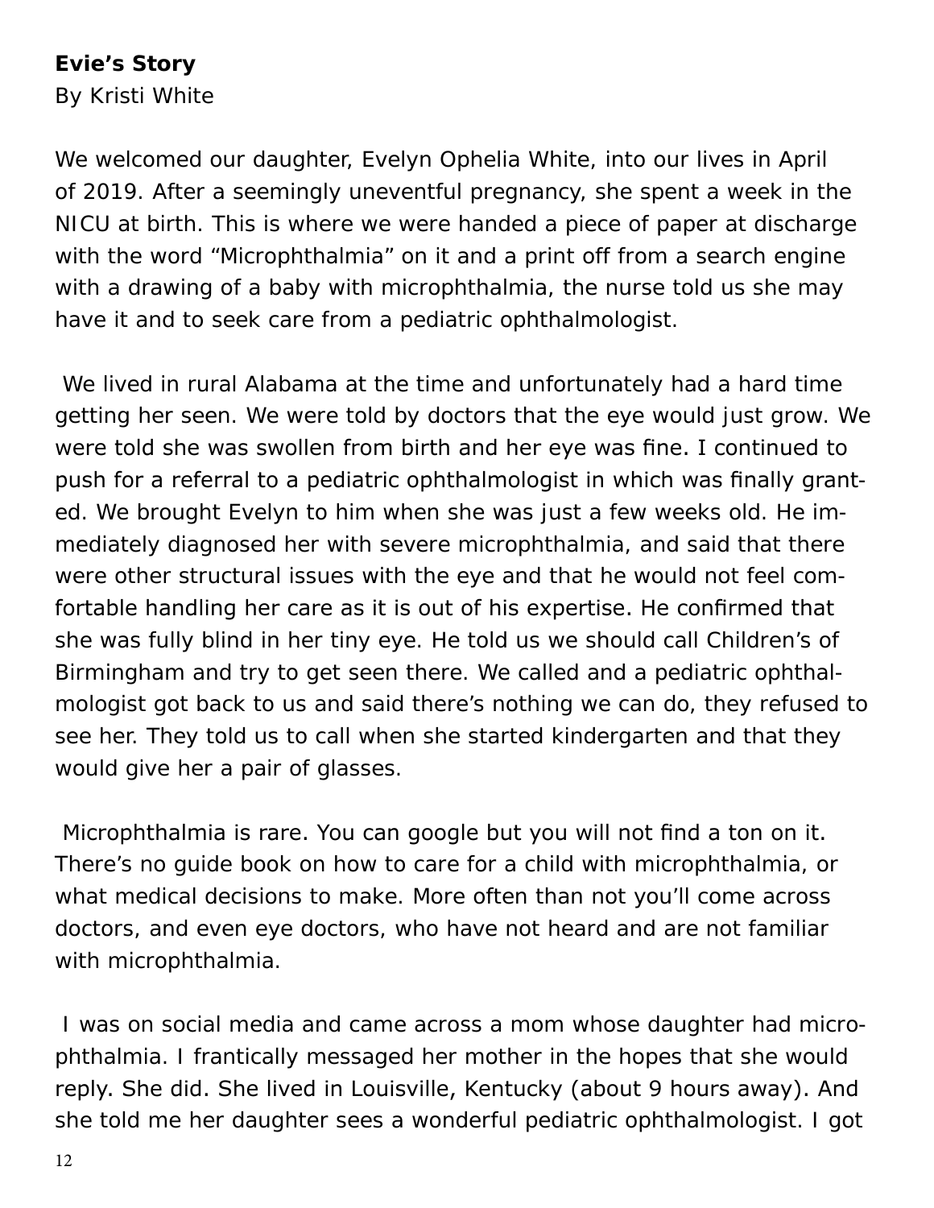**Evie's Story**

By Kristi White

We welcomed our daughter, Evelyn Ophelia White, into our lives in April of 2019. After a seemingly uneventful pregnancy, she spent a week in the NICU at birth. This is where we were handed a piece of paper at discharge with the word "Microphthalmia" on it and a print off from a search engine with a drawing of a baby with microphthalmia, the nurse told us she may have it and to seek care from a pediatric ophthalmologist.

We lived in rural Alabama at the time and unfortunately had a hard time getting her seen. We were told by doctors that the eye would just grow. We were told she was swollen from birth and her eye was fine. I continued to push for a referral to a pediatric ophthalmologist in which was finally granted. We brought Evelyn to him when she was just a few weeks old. He immediately diagnosed her with severe microphthalmia, and said that there were other structural issues with the eye and that he would not feel comfortable handling her care as it is out of his expertise. He confirmed that she was fully blind in her tiny eye. He told us we should call Children's of Birmingham and try to get seen there. We called and a pediatric ophthalmologist got back to us and said there's nothing we can do, they refused to see her. They told us to call when she started kindergarten and that they would give her a pair of glasses.

Microphthalmia is rare. You can google but you will not find a ton on it. There's no guide book on how to care for a child with microphthalmia, or what medical decisions to make. More often than not you'll come across doctors, and even eye doctors, who have not heard and are not familiar with microphthalmia.

I was on social media and came across a mom whose daughter had microphthalmia. I frantically messaged her mother in the hopes that she would reply. She did. She lived in Louisville, Kentucky (about 9 hours away). And she told me her daughter sees a wonderful pediatric ophthalmologist. I got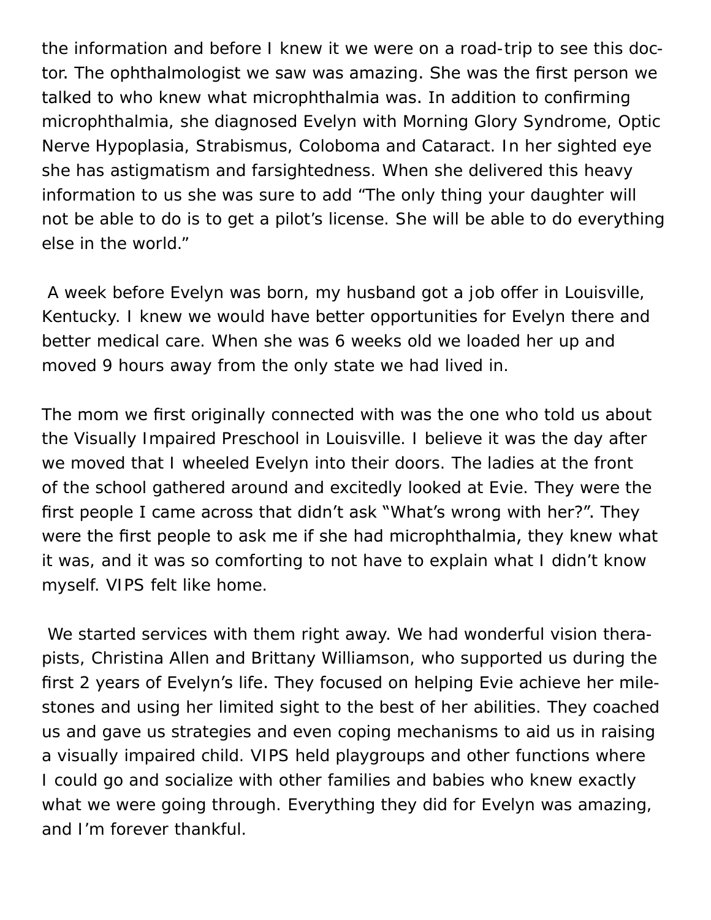the information and before I knew it we were on a road-trip to see this doctor. The ophthalmologist we saw was amazing. She was the first person we talked to who knew what microphthalmia was. In addition to confirming microphthalmia, she diagnosed Evelyn with Morning Glory Syndrome, Optic Nerve Hypoplasia, Strabismus, Coloboma and Cataract. In her sighted eye she has astigmatism and farsightedness. When she delivered this heavy information to us she was sure to add “The only thing your daughter will not be able to do is to get a pilot’s license. She will be able to do everything else in the world.”

A week before Evelyn was born, my husband got a job offer in Louisville, Kentucky. I knew we would have better opportunities for Evelyn there and better medical care. When she was 6 weeks old we loaded her up and moved 9 hours away from the only state we had lived in.

The mom we first originally connected with was the one who told us about the Visually Impaired Preschool in Louisville. I believe it was the day after we moved that I wheeled Evelyn into their doors. The ladies at the front of the school gathered around and excitedly looked at Evie. They were the first people I came across that didn’t ask “What’s wrong with her?”. They were the first people to ask me if she had microphthalmia, they knew what it was, and it was so comforting to not have to explain what I didn’t know myself. VIPS felt like home.

We started services with them right away. We had wonderful vision therapists, Christina Allen and Brittany Williamson, who supported us during the first 2 years of Evelyn’s life. They focused on helping Evie achieve her milestones and using her limited sight to the best of her abilities. They coached us and gave us strategies and even coping mechanisms to aid us in raising a visually impaired child. VIPS held playgroups and other functions where I could go and socialize with other families and babies who knew exactly what we were going through. Everything they did for Evelyn was amazing, and I’m forever thankful.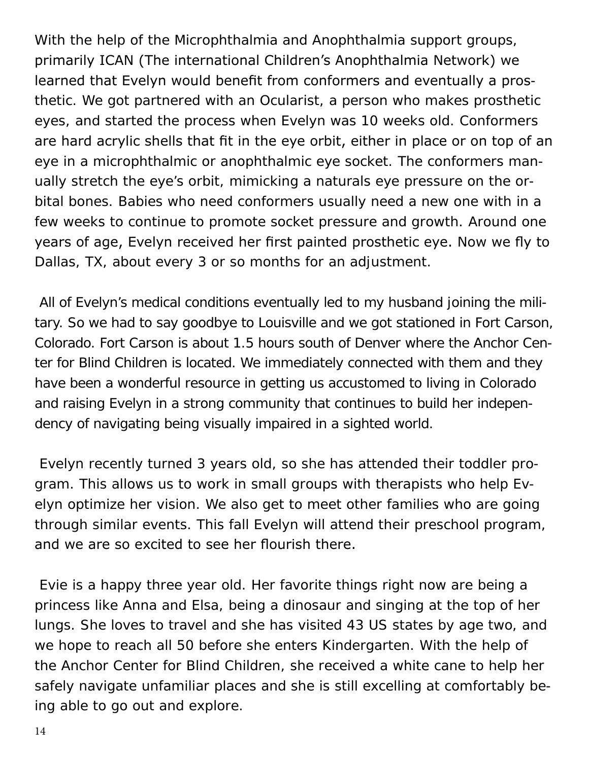With the help of the Microphthalmia and Anophthalmia support groups, primarily ICAN (The international Children's Anophthalmia Network) we learned that Evelyn would benefit from conformers and eventually a prosthetic. We got partnered with an Ocularist, a person who makes prosthetic eyes, and started the process when Evelyn was 10 weeks old. Conformers are hard acrylic shells that fit in the eye orbit, either in place or on top of an eye in a microphthalmic or anophthalmic eye socket. The conformers manually stretch the eye's orbit, mimicking a naturals eye pressure on the orbital bones. Babies who need conformers usually need a new one with in a few weeks to continue to promote socket pressure and growth. Around one years of age, Evelyn received her first painted prosthetic eye. Now we fly to Dallas, TX, about every 3 or so months for an adjustment.

All of Evelyn's medical conditions eventually led to my husband joining the military. So we had to say goodbye to Louisville and we got stationed in Fort Carson, Colorado. Fort Carson is about 1.5 hours south of Denver where the Anchor Center for Blind Children is located. We immediately connected with them and they have been a wonderful resource in getting us accustomed to living in Colorado and raising Evelyn in a strong community that continues to build her independency of navigating being visually impaired in a sighted world.

Evelyn recently turned 3 years old, so she has attended their toddler program. This allows us to work in small groups with therapists who help Evelyn optimize her vision. We also get to meet other families who are going through similar events. This fall Evelyn will attend their preschool program, and we are so excited to see her flourish there.

Evie is a happy three year old. Her favorite things right now are being a princess like Anna and Elsa, being a dinosaur and singing at the top of her lungs. She loves to travel and she has visited 43 US states by age two, and we hope to reach all 50 before she enters Kindergarten. With the help of the Anchor Center for Blind Children, she received a white cane to help her safely navigate unfamiliar places and she is still excelling at comfortably being able to go out and explore.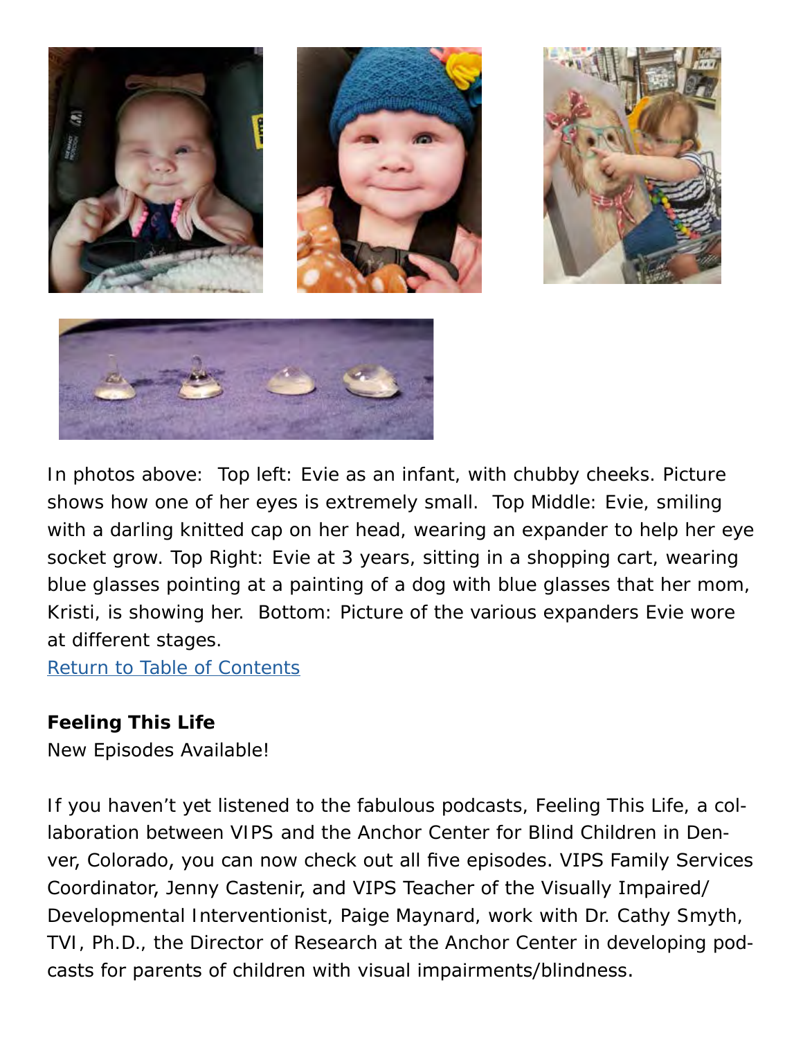In photos above:  Top left: Evie as an infant, with chubby cheeks. Picture shows how one of her eyes is extremely small.  Top Middle: Evie, smiling with a darling knitted cap on her head, wearing an expander to help her eye socket grow. Top Right: Evie at 3 years, sitting in a shopping cart, wearing blue glasses pointing at a painting of a dog with blue glasses that her mom, Kristi, is showing her.  Bottom: Picture of the various expanders Evie wore at different stages.

Return to Table of Contents

**Feeling This Life**

New Episodes Available!

If you haven't yet listened to the fabulous podcasts, Feeling This Life, a collaboration between VIPS and the Anchor Center for Blind Children in Denver, Colorado, you can now check out all five episodes. VIPS Family Services Coordinator, Jenny Castenir, and VIPS Teacher of the Visually Impaired/ Developmental Interventionist, Paige Maynard, work with Dr. Cathy Smyth, TVI, Ph.D., the Director of Research at the Anchor Center in developing podcasts for parents of children with visual impairments/blindness.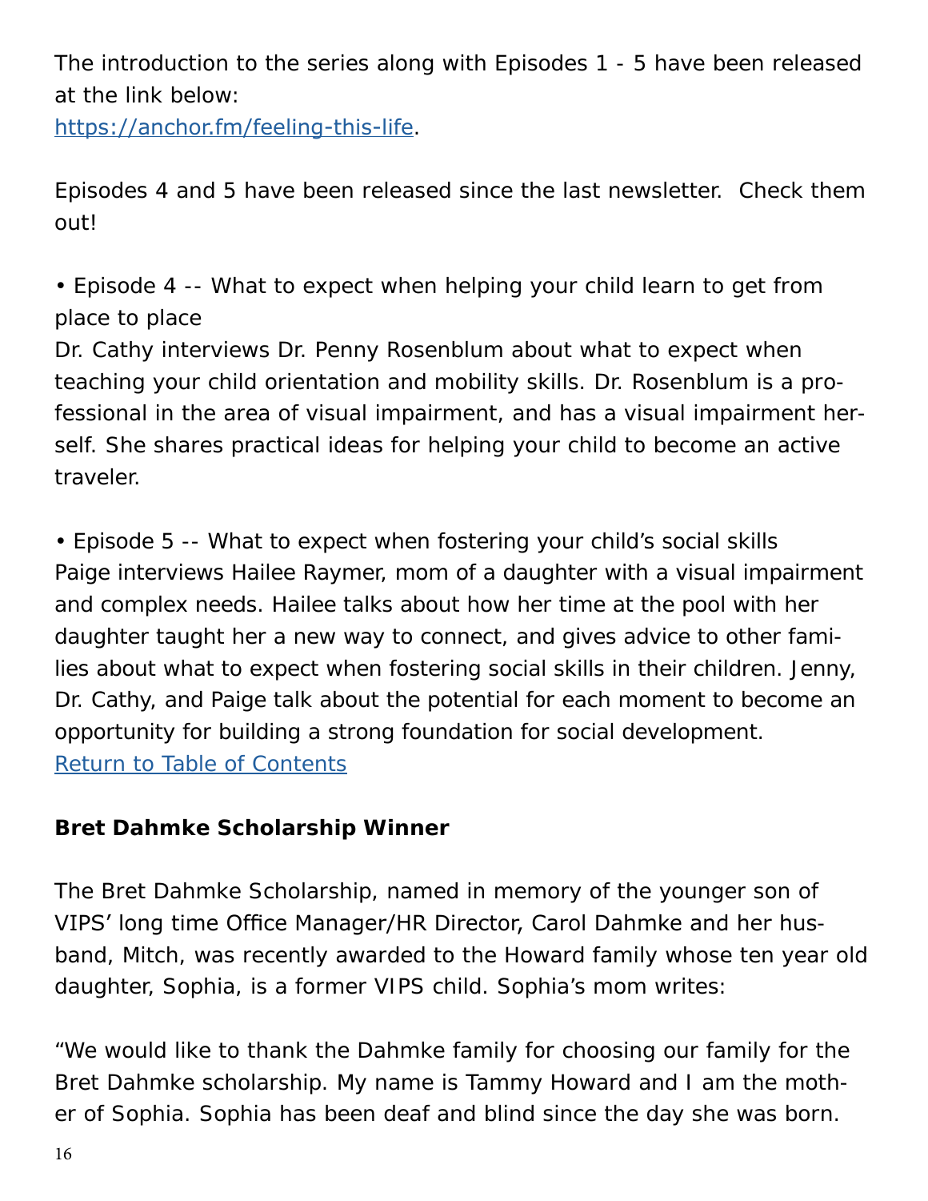The introduction to the series along with Episodes 1 - 5 have been released at the link below:
[https://anchor.fm/feeling-this-life](https://anchor.fm/feeling-this-life).

Episodes 4 and 5 have been released since the last newsletter. Check them out!

• Episode 4 -- What to expect when helping your child learn to get from place to place
Dr. Cathy interviews Dr. Penny Rosenblum about what to expect when teaching your child orientation and mobility skills. Dr. Rosenblum is a professional in the area of visual impairment, and has a visual impairment herself. She shares practical ideas for helping your child to become an active traveler.

• Episode 5 -- What to expect when fostering your child's social skills
Paige interviews Hailee Raymer, mom of a daughter with a visual impairment and complex needs. Hailee talks about how her time at the pool with her daughter taught her a new way to connect, and gives advice to other families about what to expect when fostering social skills in their children. Jenny, Dr. Cathy, and Paige talk about the potential for each moment to become an opportunity for building a strong foundation for social development.
Return to Table of Contents

**Bret Dahmke Scholarship Winner**

The Bret Dahmke Scholarship, named in memory of the younger son of VIPS' long time Office Manager/HR Director, Carol Dahmke and her husband, Mitch, was recently awarded to the Howard family whose ten year old daughter, Sophia, is a former VIPS child. Sophia's mom writes:

"We would like to thank the Dahmke family for choosing our family for the Bret Dahmke scholarship. My name is Tammy Howard and I am the mother of Sophia. Sophia has been deaf and blind since the day she was born.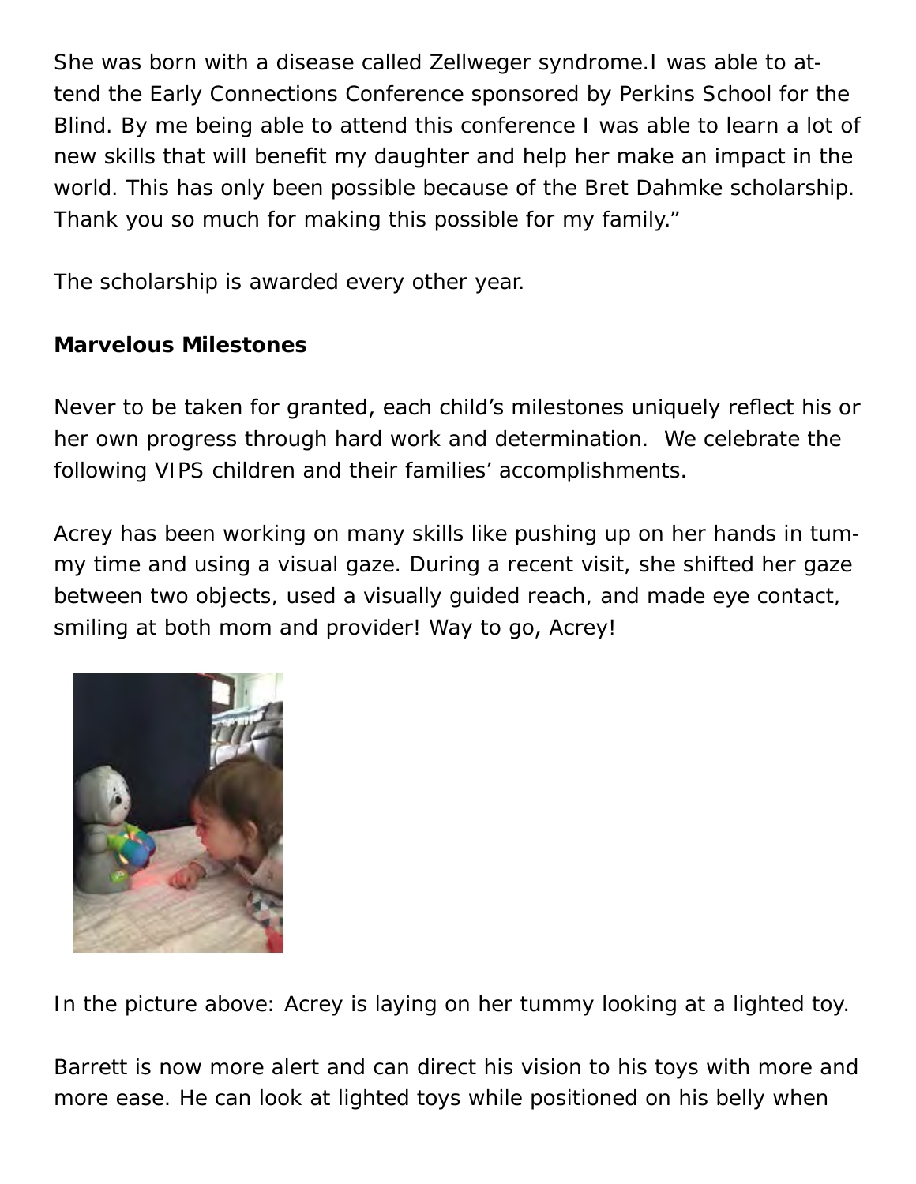She was born with a disease called Zellweger syndrome.I was able to attend the Early Connections Conference sponsored by Perkins School for the Blind. By me being able to attend this conference I was able to learn a lot of new skills that will benefit my daughter and help her make an impact in the world. This has only been possible because of the Bret Dahmke scholarship. Thank you so much for making this possible for my family."

The scholarship is awarded every other year.

**Marvelous Milestones**

Never to be taken for granted, each child's milestones uniquely reflect his or her own progress through hard work and determination. We celebrate the following VIPS children and their families' accomplishments.

Acrey has been working on many skills like pushing up on her hands in tummy time and using a visual gaze. During a recent visit, she shifted her gaze between two objects, used a visually guided reach, and made eye contact, smiling at both mom and provider! Way to go, Acrey!

In the picture above: Acrey is laying on her tummy looking at a lighted toy.

Barrett is now more alert and can direct his vision to his toys with more and more ease. He can look at lighted toys while positioned on his belly when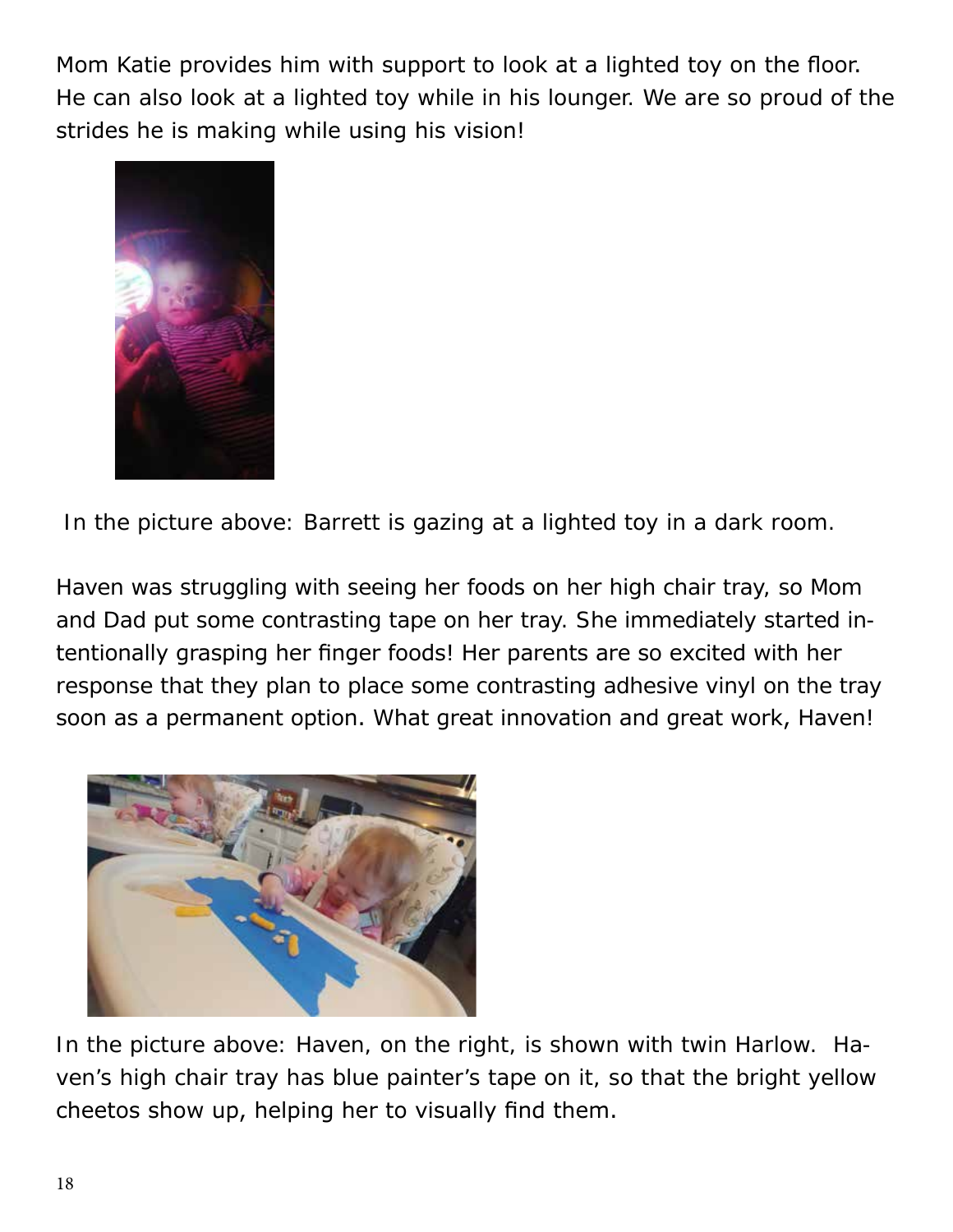Mom Katie provides him with support to look at a lighted toy on the floor. He can also look at a lighted toy while in his lounger. We are so proud of the strides he is making while using his vision!

In the picture above: Barrett is gazing at a lighted toy in a dark room.

Haven was struggling with seeing her foods on her high chair tray, so Mom and Dad put some contrasting tape on her tray. She immediately started intentionally grasping her finger foods! Her parents are so excited with her response that they plan to place some contrasting adhesive vinyl on the tray soon as a permanent option. What great innovation and great work, Haven!

In the picture above: Haven, on the right, is shown with twin Harlow. Haven's high chair tray has blue painter's tape on it, so that the bright yellow cheetos show up, helping her to visually find them.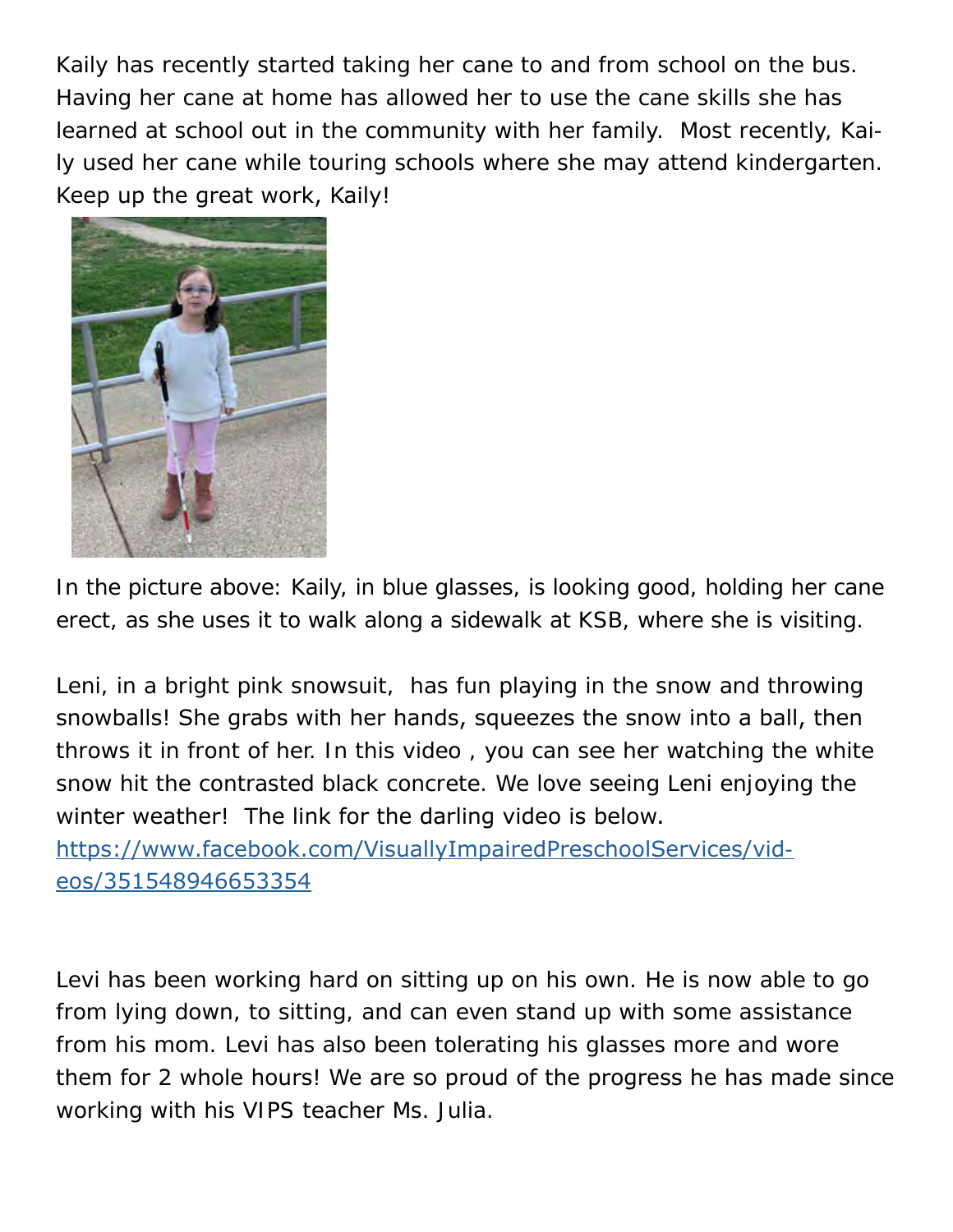Kaily has recently started taking her cane to and from school on the bus. Having her cane at home has allowed her to use the cane skills she has learned at school out in the community with her family. Most recently, Kaily used her cane while touring schools where she may attend kindergarten. Keep up the great work, Kaily!

In the picture above: Kaily, in blue glasses, is looking good, holding her cane erect, as she uses it to walk along a sidewalk at KSB, where she is visiting.

Leni, in a bright pink snowsuit, has fun playing in the snow and throwing snowballs! She grabs with her hands, squeezes the snow into a ball, then throws it in front of her. In this video , you can see her watching the white snow hit the contrasted black concrete. We love seeing Leni enjoying the winter weather! The link for the darling video is below. [https://www.facebook.com/VisuallyImpairedPreschoolServices/videos/351548946653354](https://www.facebook.com/VisuallyImpairedPreschoolServices/videos/351548946653354)

Levi has been working hard on sitting up on his own. He is now able to go from lying down, to sitting, and can even stand up with some assistance from his mom. Levi has also been tolerating his glasses more and wore them for 2 whole hours! We are so proud of the progress he has made since working with his VIPS teacher Ms. Julia.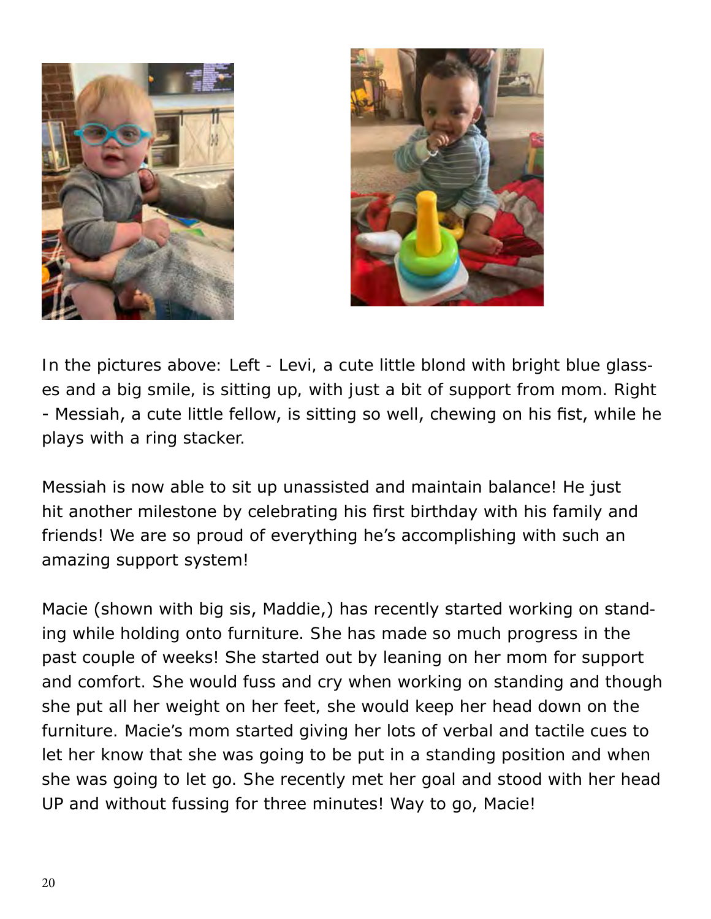In the pictures above: Left - Levi, a cute little blond with bright blue glasses and a big smile, is sitting up, with just a bit of support from mom. Right - Messiah, a cute little fellow, is sitting so well, chewing on his fist, while he plays with a ring stacker.

Messiah is now able to sit up unassisted and maintain balance! He just hit another milestone by celebrating his first birthday with his family and friends! We are so proud of everything he's accomplishing with such an amazing support system!

Macie (shown with big sis, Maddie,) has recently started working on standing while holding onto furniture. She has made so much progress in the past couple of weeks! She started out by leaning on her mom for support and comfort. She would fuss and cry when working on standing and though she put all her weight on her feet, she would keep her head down on the furniture. Macie's mom started giving her lots of verbal and tactile cues to let her know that she was going to be put in a standing position and when she was going to let go. She recently met her goal and stood with her head UP and without fussing for three minutes! Way to go, Macie!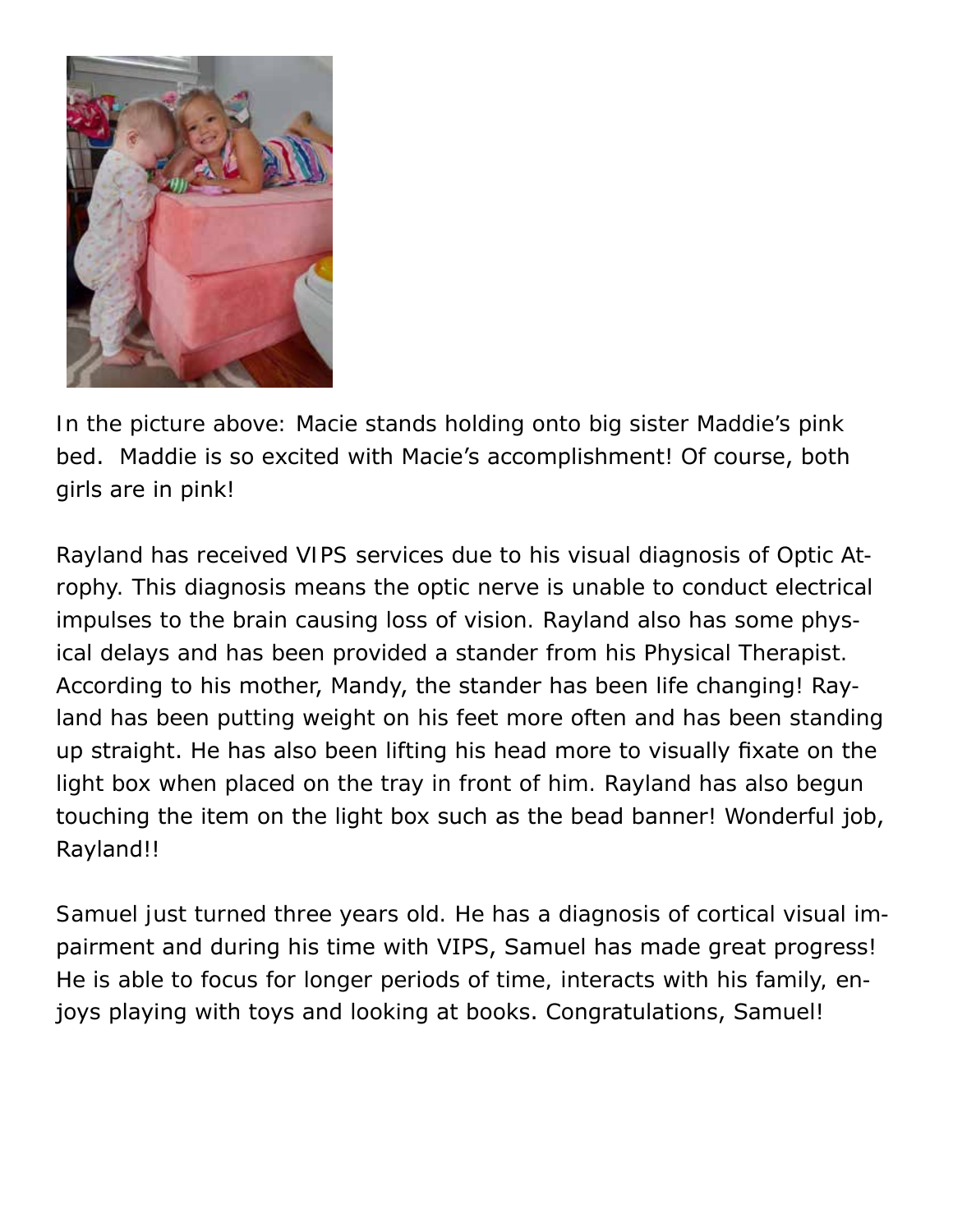In the picture above: Macie stands holding onto big sister Maddie's pink bed. Maddie is so excited with Macie's accomplishment! Of course, both girls are in pink!

Rayland has received VIPS services due to his visual diagnosis of Optic Atrophy. This diagnosis means the optic nerve is unable to conduct electrical impulses to the brain causing loss of vision. Rayland also has some physical delays and has been provided a stander from his Physical Therapist. According to his mother, Mandy, the stander has been life changing! Rayland has been putting weight on his feet more often and has been standing up straight. He has also been lifting his head more to visually fixate on the light box when placed on the tray in front of him. Rayland has also begun touching the item on the light box such as the bead banner! Wonderful job, Rayland!!

Samuel just turned three years old. He has a diagnosis of cortical visual impairment and during his time with VIPS, Samuel has made great progress! He is able to focus for longer periods of time, interacts with his family, enjoys playing with toys and looking at books. Congratulations, Samuel!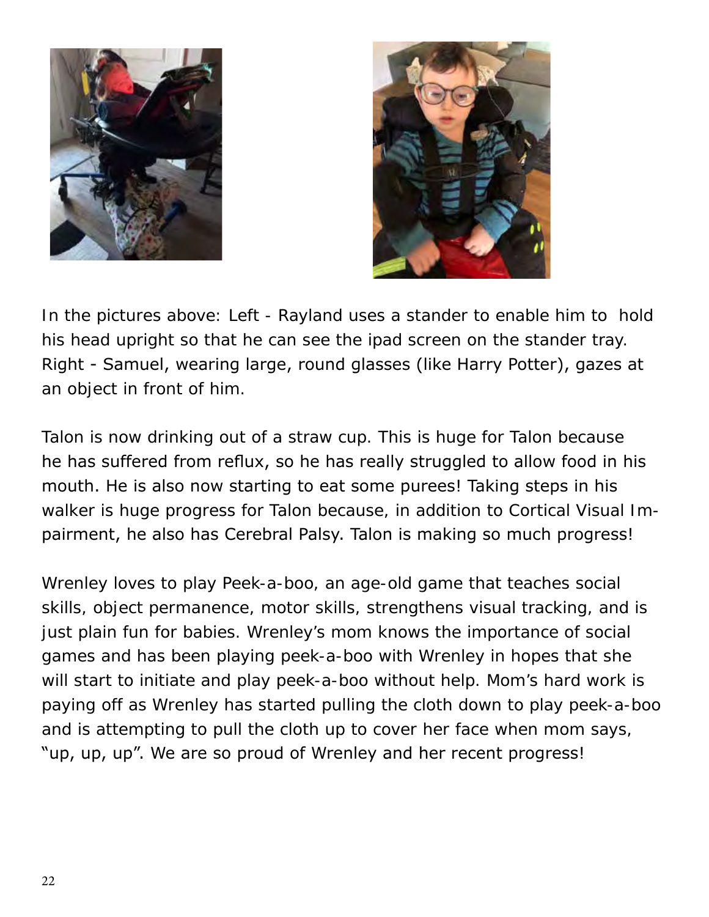In the pictures above: Left - Rayland uses a stander to enable him to hold his head upright so that he can see the ipad screen on the stander tray. Right - Samuel, wearing large, round glasses (like Harry Potter), gazes at an object in front of him.

Talon is now drinking out of a straw cup. This is huge for Talon because he has suffered from reflux, so he has really struggled to allow food in his mouth. He is also now starting to eat some purees! Taking steps in his walker is huge progress for Talon because, in addition to Cortical Visual Impairment, he also has Cerebral Palsy. Talon is making so much progress!

Wrenley loves to play Peek-a-boo, an age-old game that teaches social skills, object permanence, motor skills, strengthens visual tracking, and is just plain fun for babies. Wrenley's mom knows the importance of social games and has been playing peek-a-boo with Wrenley in hopes that she will start to initiate and play peek-a-boo without help. Mom's hard work is paying off as Wrenley has started pulling the cloth down to play peek-a-boo and is attempting to pull the cloth up to cover her face when mom says, "up, up, up". We are so proud of Wrenley and her recent progress!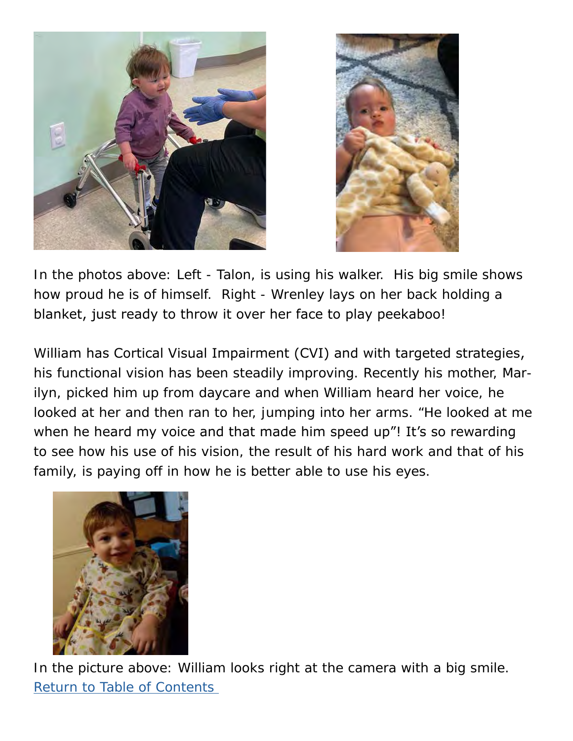In the photos above: Left - Talon, is using his walker. His big smile shows how proud he is of himself. Right - Wrenley lays on her back holding a blanket, just ready to throw it over her face to play peekaboo!

William has Cortical Visual Impairment (CVI) and with targeted strategies, his functional vision has been steadily improving. Recently his mother, Marilyn, picked him up from daycare and when William heard her voice, he looked at her and then ran to her, jumping into her arms. "He looked at me when he heard my voice and that made him speed up"! It's so rewarding to see how his use of his vision, the result of his hard work and that of his family, is paying off in how he is better able to use his eyes.

In the picture above: William looks right at the camera with a big smile.

Return to Table of Contents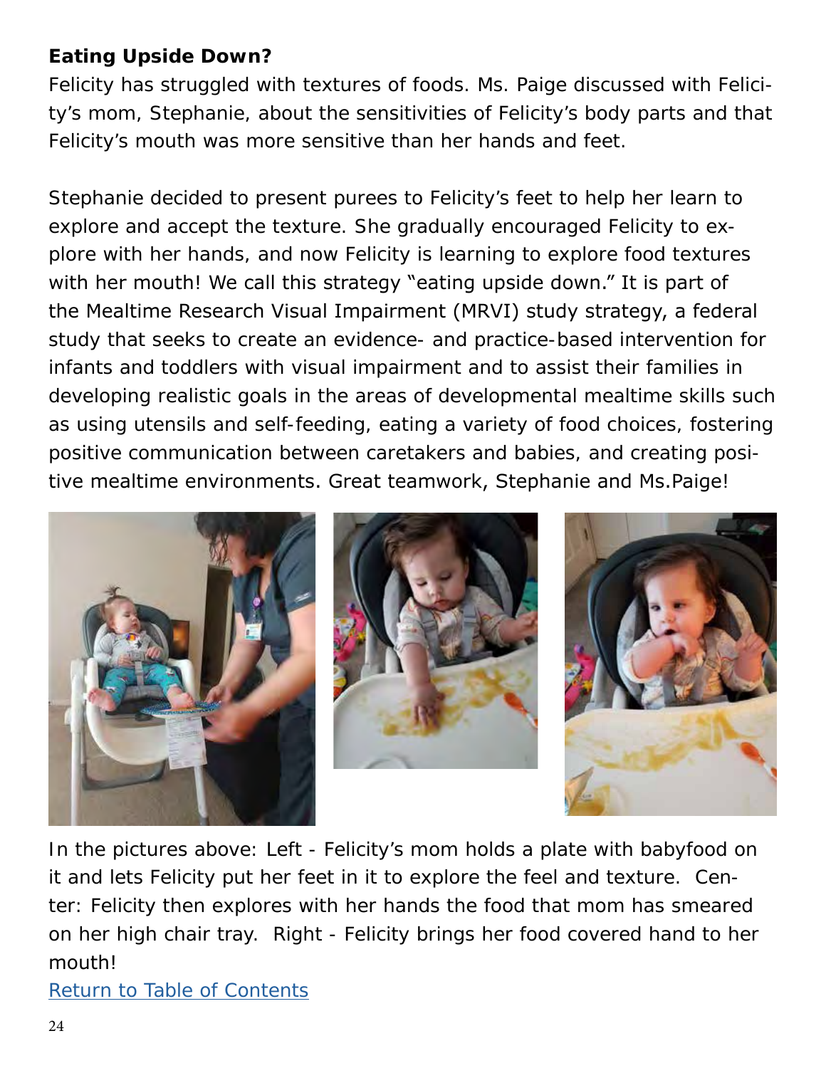**Eating Upside Down?**

Felicity has struggled with textures of foods. Ms. Paige discussed with Felicity's mom, Stephanie, about the sensitivities of Felicity's body parts and that Felicity's mouth was more sensitive than her hands and feet.

Stephanie decided to present purees to Felicity's feet to help her learn to explore and accept the texture. She gradually encouraged Felicity to explore with her hands, and now Felicity is learning to explore food textures with her mouth! We call this strategy "eating upside down." It is part of the Mealtime Research Visual Impairment (MRVI) study strategy, a federal study that seeks to create an evidence- and practice-based intervention for infants and toddlers with visual impairment and to assist their families in developing realistic goals in the areas of developmental mealtime skills such as using utensils and self-feeding, eating a variety of food choices, fostering positive communication between caretakers and babies, and creating positive mealtime environments. Great teamwork, Stephanie and Ms.Paige!

In the pictures above: Left - Felicity's mom holds a plate with babyfood on it and lets Felicity put her feet in it to explore the feel and texture. Center: Felicity then explores with her hands the food that mom has smeared on her high chair tray. Right - Felicity brings her food covered hand to her mouth!

Return to Table of Contents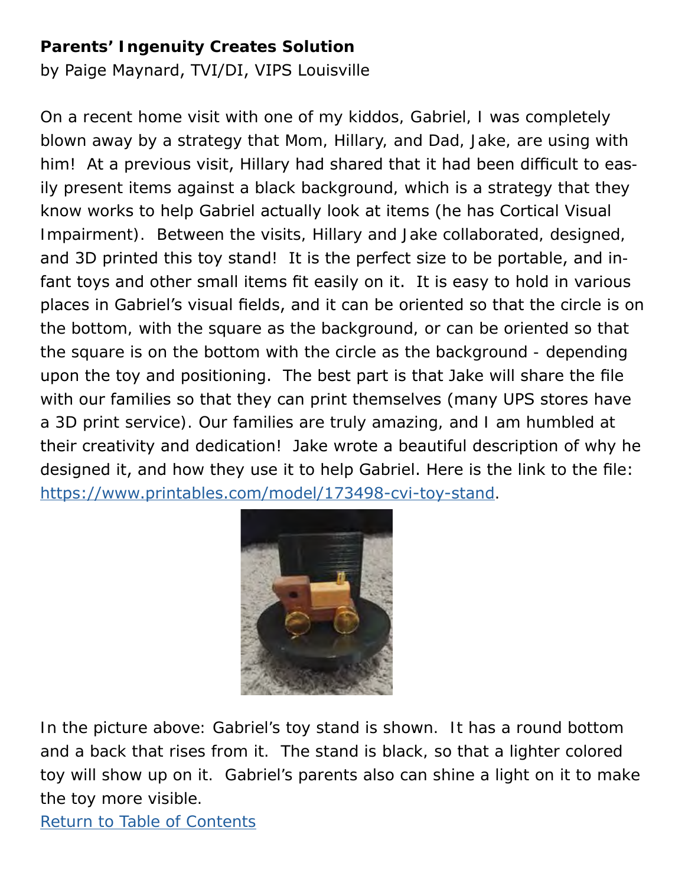**Parents' Ingenuity Creates Solution**

by Paige Maynard, TVI/DI, VIPS Louisville

On a recent home visit with one of my kiddos, Gabriel, I was completely blown away by a strategy that Mom, Hillary, and Dad, Jake, are using with him! At a previous visit, Hillary had shared that it had been difficult to easily present items against a black background, which is a strategy that they know works to help Gabriel actually look at items (he has Cortical Visual Impairment). Between the visits, Hillary and Jake collaborated, designed, and 3D printed this toy stand! It is the perfect size to be portable, and infant toys and other small items fit easily on it. It is easy to hold in various places in Gabriel's visual fields, and it can be oriented so that the circle is on the bottom, with the square as the background, or can be oriented so that the square is on the bottom with the circle as the background - depending upon the toy and positioning. The best part is that Jake will share the file with our families so that they can print themselves (many UPS stores have a 3D print service). Our families are truly amazing, and I am humbled at their creativity and dedication! Jake wrote a beautiful description of why he designed it, and how they use it to help Gabriel. Here is the link to the file: [https://www.printables.com/model/173498-cvi-toy-stand](https://www.printables.com/model/173498-cvi-toy-stand).

In the picture above: Gabriel's toy stand is shown. It has a round bottom and a back that rises from it. The stand is black, so that a lighter colored toy will show up on it. Gabriel's parents also can shine a light on it to make the toy more visible.

[Return to Table of Contents]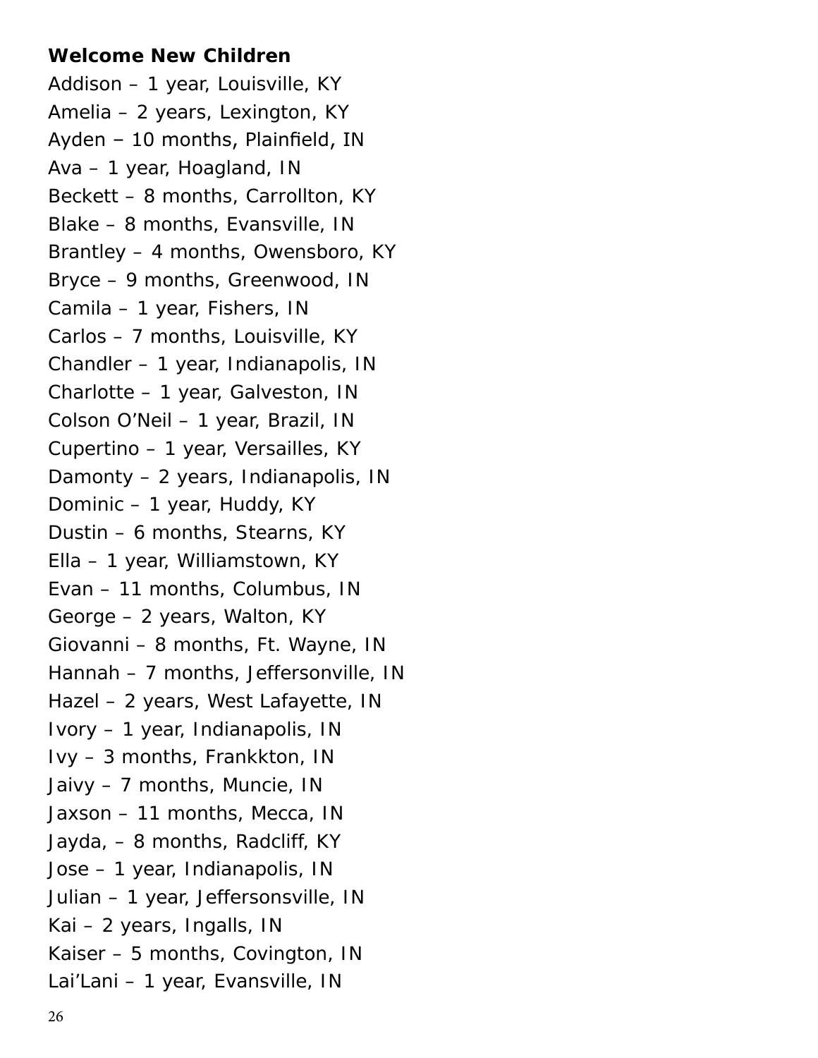**Welcome New Children**

Addison – 1 year, Louisville, KY
Amelia – 2 years, Lexington, KY
Ayden – 10 months, Plainfield, IN
Ava – 1 year, Hoagland, IN
Beckett – 8 months, Carrollton, KY
Blake – 8 months, Evansville, IN
Brantley – 4 months, Owensboro, KY
Bryce – 9 months, Greenwood, IN
Camila – 1 year, Fishers, IN
Carlos – 7 months, Louisville, KY
Chandler – 1 year, Indianapolis, IN
Charlotte – 1 year, Galveston, IN
Colson O'Neil – 1 year, Brazil, IN
Cupertino – 1 year, Versailles, KY
Damonty – 2 years, Indianapolis, IN
Dominic – 1 year, Huddy, KY
Dustin – 6 months, Stearns, KY
Ella – 1 year, Williamstown, KY
Evan – 11 months, Columbus, IN
George – 2 years, Walton, KY
Giovanni – 8 months, Ft. Wayne, IN
Hannah – 7 months, Jeffersonville, IN
Hazel – 2 years, West Lafayette, IN
Ivory – 1 year, Indianapolis, IN
Ivy – 3 months, Frankkton, IN
Jaivy – 7 months, Muncie, IN
Jaxson – 11 months, Mecca, IN
Jayda, – 8 months, Radcliff, KY
Jose – 1 year, Indianapolis, IN
Julian – 1 year, Jeffersonsville, IN
Kai – 2 years, Ingalls, IN
Kaiser – 5 months, Covington, IN
Lai'Lani – 1 year, Evansville, IN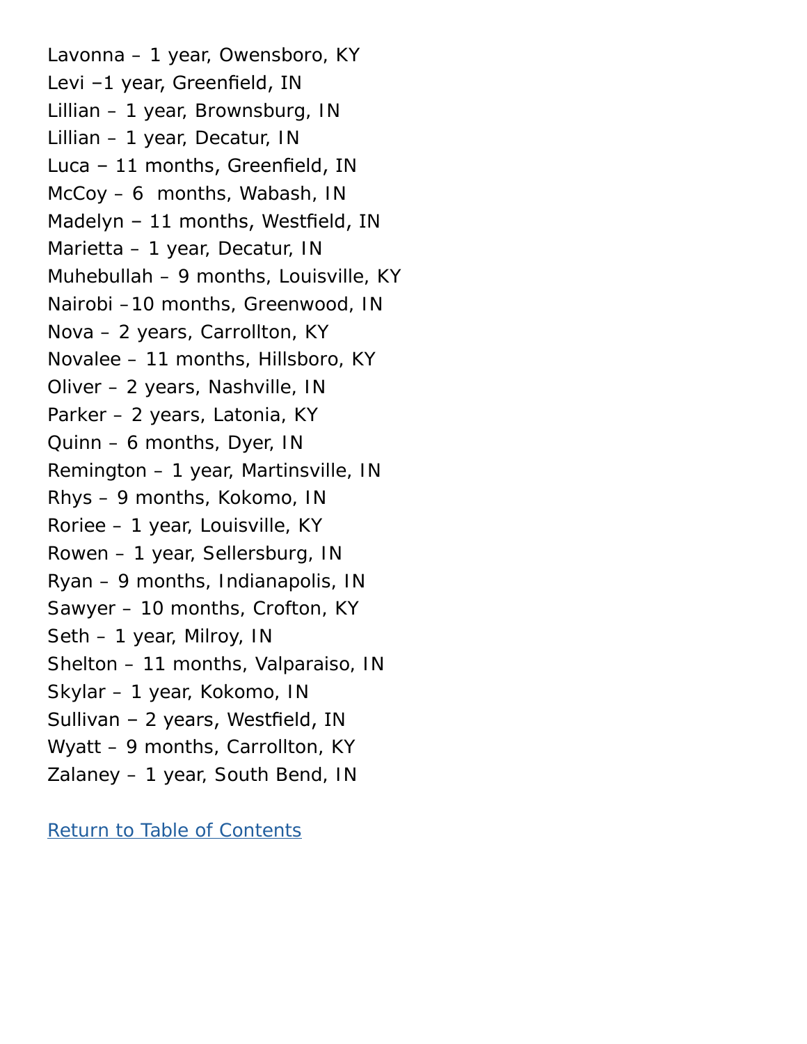Lavonna – 1 year, Owensboro, KY
Levi –1 year, Greenfield, IN
Lillian – 1 year, Brownsburg, IN
Lillian – 1 year, Decatur, IN
Luca – 11 months, Greenfield, IN
McCoy – 6  months, Wabash, IN
Madelyn – 11 months, Westfield, IN
Marietta – 1 year, Decatur, IN
Muhebullah – 9 months, Louisville, KY
Nairobi –10 months, Greenwood, IN
Nova – 2 years, Carrollton, KY
Novalee – 11 months, Hillsboro, KY
Oliver – 2 years, Nashville, IN
Parker – 2 years, Latonia, KY
Quinn – 6 months, Dyer, IN
Remington – 1 year, Martinsville, IN
Rhys – 9 months, Kokomo, IN
Roriee – 1 year, Louisville, KY
Rowen – 1 year, Sellersburg, IN
Ryan – 9 months, Indianapolis, IN
Sawyer – 10 months, Crofton, KY
Seth – 1 year, Milroy, IN
Shelton – 11 months, Valparaiso, IN
Skylar – 1 year, Kokomo, IN
Sullivan – 2 years, Westfield, IN
Wyatt – 9 months, Carrollton, KY
Zalaney – 1 year, South Bend, IN

Return to Table of Contents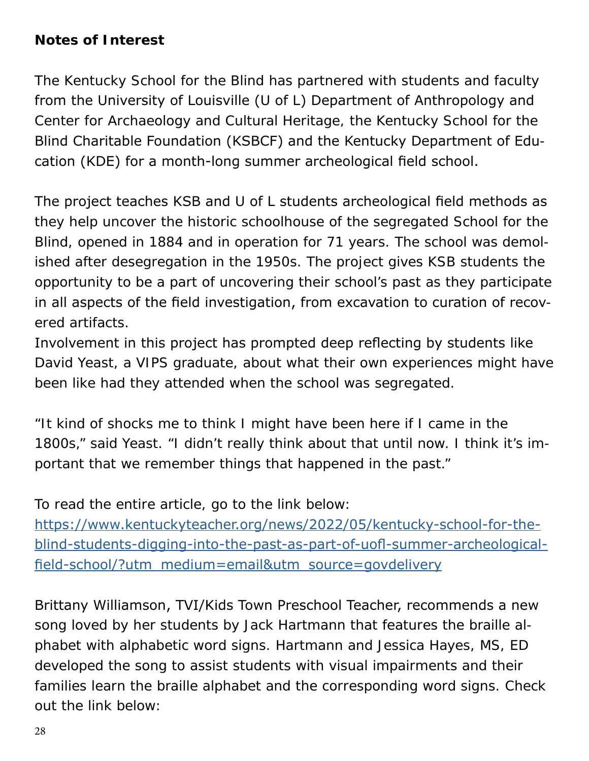**Notes of Interest**

The Kentucky School for the Blind has partnered with students and faculty from the University of Louisville (U of L) Department of Anthropology and Center for Archaeology and Cultural Heritage, the Kentucky School for the Blind Charitable Foundation (KSBCF) and the Kentucky Department of Education (KDE) for a month-long summer archeological field school.

The project teaches KSB and U of L students archeological field methods as they help uncover the historic schoolhouse of the segregated School for the Blind, opened in 1884 and in operation for 71 years. The school was demolished after desegregation in the 1950s. The project gives KSB students the opportunity to be a part of uncovering their school's past as they participate in all aspects of the field investigation, from excavation to curation of recovered artifacts.
Involvement in this project has prompted deep reflecting by students like David Yeast, a VIPS graduate, about what their own experiences might have been like had they attended when the school was segregated.

"It kind of shocks me to think I might have been here if I came in the 1800s," said Yeast. "I didn't really think about that until now. I think it's important that we remember things that happened in the past."

To read the entire article, go to the link below:
[https://www.kentuckyteacher.org/news/2022/05/kentucky-school-for-the-blind-students-digging-into-the-past-as-part-of-uofl-summer-archeological-field-school/?utm_medium=email&utm_source=govdelivery](https://www.kentuckyteacher.org/news/2022/05/kentucky-school-for-the-blind-students-digging-into-the-past-as-part-of-uofl-summer-archeological-field-school/?utm_medium=email&utm_source=govdelivery)

Brittany Williamson, TVI/Kids Town Preschool Teacher, recommends a new song loved by her students by Jack Hartmann that features the braille alphabet with alphabetic word signs. Hartmann and Jessica Hayes, MS, ED developed the song to assist students with visual impairments and their families learn the braille alphabet and the corresponding word signs. Check out the link below: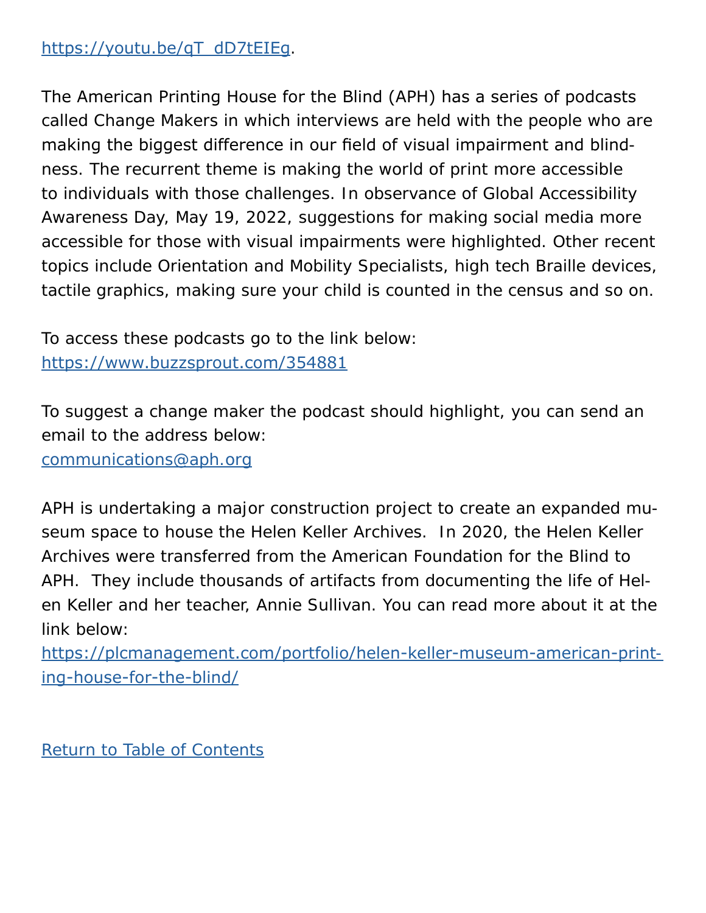https://youtu.be/qT_dD7tEIEg.

The American Printing House for the Blind (APH) has a series of podcasts called Change Makers in which interviews are held with the people who are making the biggest difference in our field of visual impairment and blindness. The recurrent theme is making the world of print more accessible to individuals with those challenges. In observance of Global Accessibility Awareness Day, May 19, 2022, suggestions for making social media more accessible for those with visual impairments were highlighted. Other recent topics include Orientation and Mobility Specialists, high tech Braille devices, tactile graphics, making sure your child is counted in the census and so on.

To access these podcasts go to the link below:
https://www.buzzsprout.com/354881

To suggest a change maker the podcast should highlight, you can send an email to the address below:
communications@aph.org

APH is undertaking a major construction project to create an expanded museum space to house the Helen Keller Archives. In 2020, the Helen Keller Archives were transferred from the American Foundation for the Blind to APH. They include thousands of artifacts from documenting the life of Helen Keller and her teacher, Annie Sullivan. You can read more about it at the link below:
https://plcmanagement.com/portfolio/helen-keller-museum-american-printing-house-for-the-blind/

Return to Table of Contents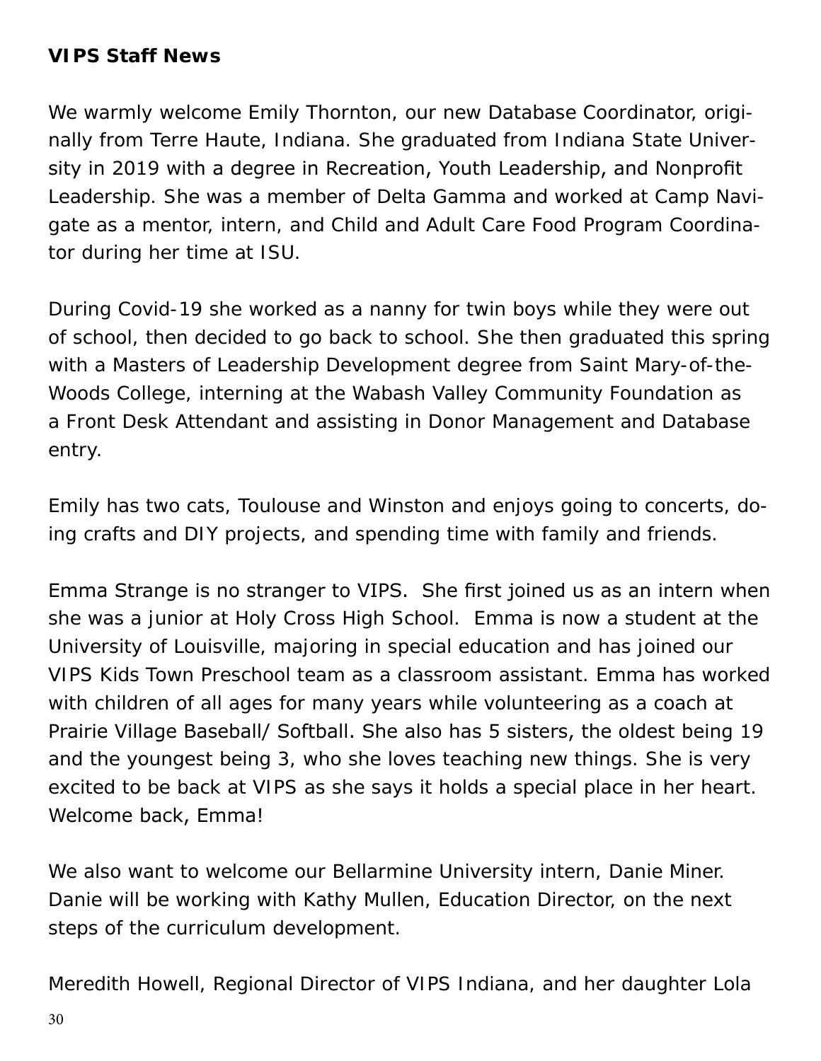**VIPS Staff News**

We warmly welcome Emily Thornton, our new Database Coordinator, originally from Terre Haute, Indiana. She graduated from Indiana State University in 2019 with a degree in Recreation, Youth Leadership, and Nonprofit Leadership. She was a member of Delta Gamma and worked at Camp Navigate as a mentor, intern, and Child and Adult Care Food Program Coordinator during her time at ISU.

During Covid-19 she worked as a nanny for twin boys while they were out of school, then decided to go back to school. She then graduated this spring with a Masters of Leadership Development degree from Saint Mary-of-the-Woods College, interning at the Wabash Valley Community Foundation as a Front Desk Attendant and assisting in Donor Management and Database entry.

Emily has two cats, Toulouse and Winston and enjoys going to concerts, doing crafts and DIY projects, and spending time with family and friends.

Emma Strange is no stranger to VIPS.  She first joined us as an intern when she was a junior at Holy Cross High School.  Emma is now a student at the University of Louisville, majoring in special education and has joined our VIPS Kids Town Preschool team as a classroom assistant. Emma has worked with children of all ages for many years while volunteering as a coach at Prairie Village Baseball/ Softball. She also has 5 sisters, the oldest being 19 and the youngest being 3, who she loves teaching new things. She is very excited to be back at VIPS as she says it holds a special place in her heart. Welcome back, Emma!

We also want to welcome our Bellarmine University intern, Danie Miner. Danie will be working with Kathy Mullen, Education Director, on the next steps of the curriculum development.

Meredith Howell, Regional Director of VIPS Indiana, and her daughter Lola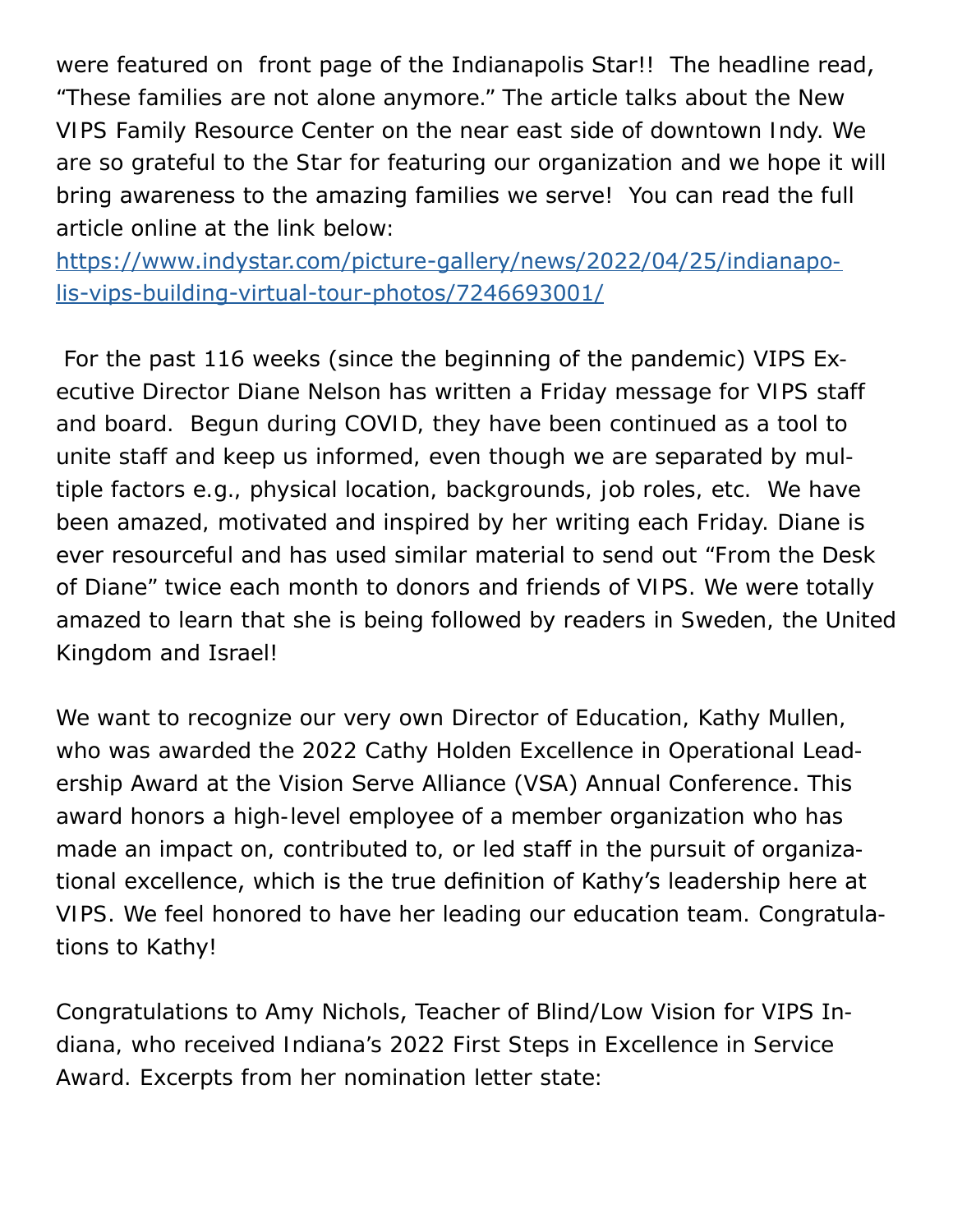were featured on front page of the Indianapolis Star!! The headline read, “These families are not alone anymore.” The article talks about the New VIPS Family Resource Center on the near east side of downtown Indy. We are so grateful to the Star for featuring our organization and we hope it will bring awareness to the amazing families we serve! You can read the full article online at the link below:
[https://www.indystar.com/picture-gallery/news/2022/04/25/indianapolis-vips-building-virtual-tour-photos/7246693001/](https://www.indystar.com/picture-gallery/news/2022/04/25/indianapolis-vips-building-virtual-tour-photos/7246693001/)

For the past 116 weeks (since the beginning of the pandemic) VIPS Executive Director Diane Nelson has written a Friday message for VIPS staff and board. Begun during COVID, they have been continued as a tool to unite staff and keep us informed, even though we are separated by multiple factors e.g., physical location, backgrounds, job roles, etc. We have been amazed, motivated and inspired by her writing each Friday. Diane is ever resourceful and has used similar material to send out “From the Desk of Diane” twice each month to donors and friends of VIPS. We were totally amazed to learn that she is being followed by readers in Sweden, the United Kingdom and Israel!

We want to recognize our very own Director of Education, Kathy Mullen, who was awarded the 2022 Cathy Holden Excellence in Operational Leadership Award at the Vision Serve Alliance (VSA) Annual Conference. This award honors a high-level employee of a member organization who has made an impact on, contributed to, or led staff in the pursuit of organizational excellence, which is the true definition of Kathy’s leadership here at VIPS. We feel honored to have her leading our education team. Congratulations to Kathy!

Congratulations to Amy Nichols, Teacher of Blind/Low Vision for VIPS Indiana, who received Indiana’s 2022 First Steps in Excellence in Service Award. Excerpts from her nomination letter state: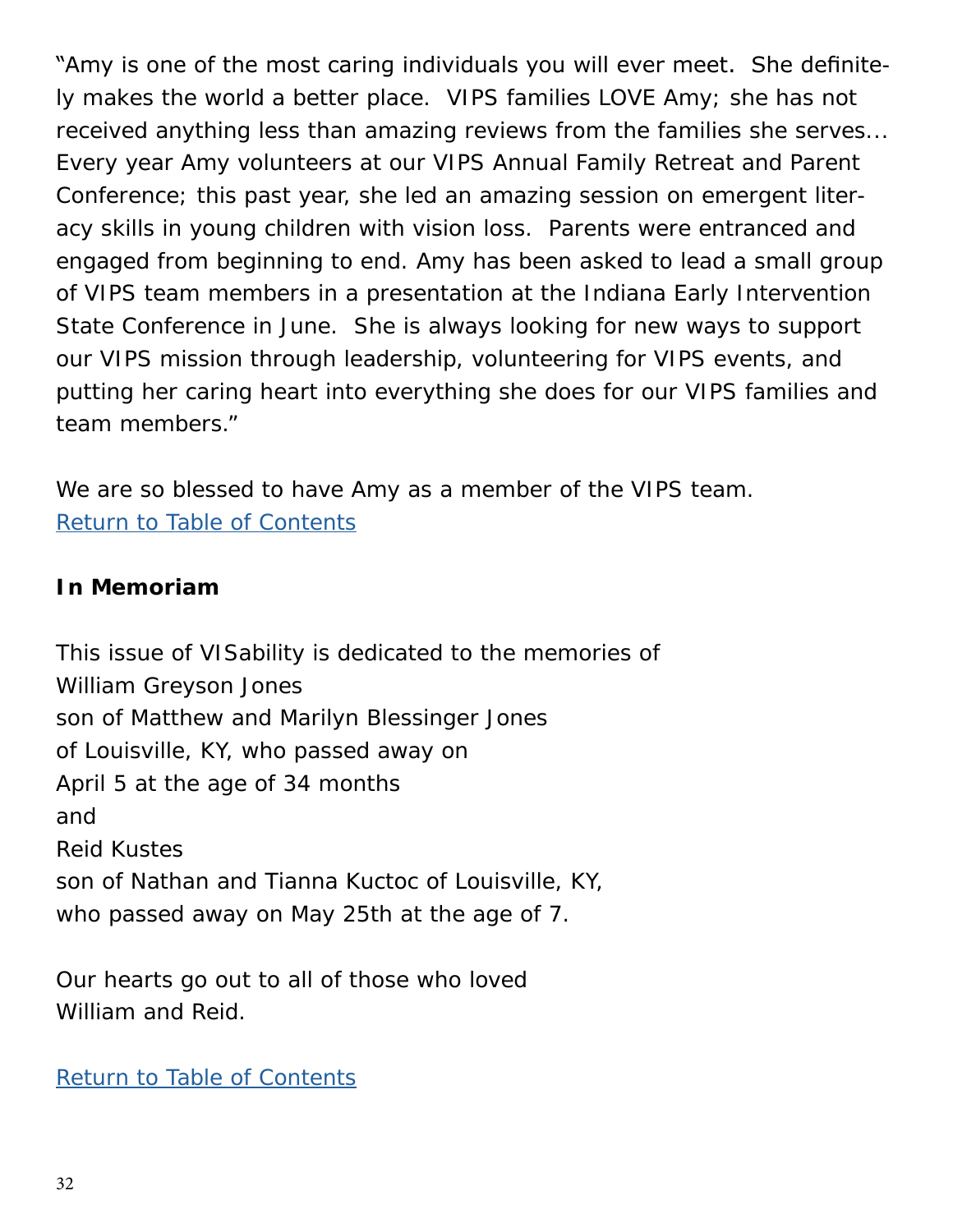"Amy is one of the most caring individuals you will ever meet. She definitely makes the world a better place. VIPS families LOVE Amy; she has not received anything less than amazing reviews from the families she serves... Every year Amy volunteers at our VIPS Annual Family Retreat and Parent Conference; this past year, she led an amazing session on emergent literacy skills in young children with vision loss. Parents were entranced and engaged from beginning to end. Amy has been asked to lead a small group of VIPS team members in a presentation at the Indiana Early Intervention State Conference in June. She is always looking for new ways to support our VIPS mission through leadership, volunteering for VIPS events, and putting her caring heart into everything she does for our VIPS families and team members."

We are so blessed to have Amy as a member of the VIPS team.
Return to Table of Contents

**In Memoriam**

This issue of VISability is dedicated to the memories of
William Greyson Jones
son of Matthew and Marilyn Blessinger Jones
of Louisville, KY, who passed away on
April 5 at the age of 34 months
and
Reid Kustes
son of Nathan and Tianna Kuctoc of Louisville, KY,
who passed away on May 25th at the age of 7.

Our hearts go out to all of those who loved
William and Reid.

Return to Table of Contents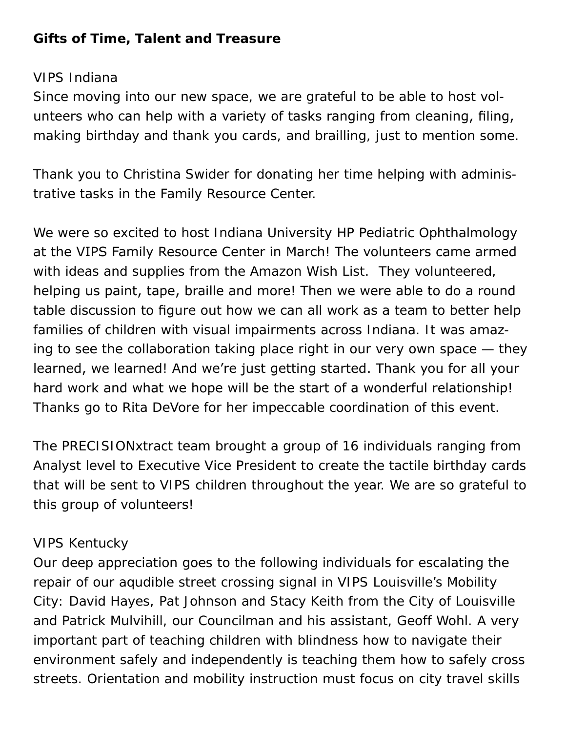**Gifts of Time, Talent and Treasure**

VIPS Indiana

Since moving into our new space, we are grateful to be able to host volunteers who can help with a variety of tasks ranging from cleaning, filing, making birthday and thank you cards, and brailling, just to mention some.

Thank you to Christina Swider for donating her time helping with administrative tasks in the Family Resource Center.

We were so excited to host Indiana University HP Pediatric Ophthalmology at the VIPS Family Resource Center in March! The volunteers came armed with ideas and supplies from the Amazon Wish List. They volunteered, helping us paint, tape, braille and more! Then we were able to do a round table discussion to figure out how we can all work as a team to better help families of children with visual impairments across Indiana. It was amazing to see the collaboration taking place right in our very own space — they learned, we learned! And we're just getting started. Thank you for all your hard work and what we hope will be the start of a wonderful relationship! Thanks go to Rita DeVore for her impeccable coordination of this event.

The PRECISIONxtract team brought a group of 16 individuals ranging from Analyst level to Executive Vice President to create the tactile birthday cards that will be sent to VIPS children throughout the year. We are so grateful to this group of volunteers!

VIPS Kentucky

Our deep appreciation goes to the following individuals for escalating the repair of our aqudible street crossing signal in VIPS Louisville's Mobility City: David Hayes, Pat Johnson and Stacy Keith from the City of Louisville and Patrick Mulvihill, our Councilman and his assistant, Geoff Wohl. A very important part of teaching children with blindness how to navigate their environment safely and independently is teaching them how to safely cross streets. Orientation and mobility instruction must focus on city travel skills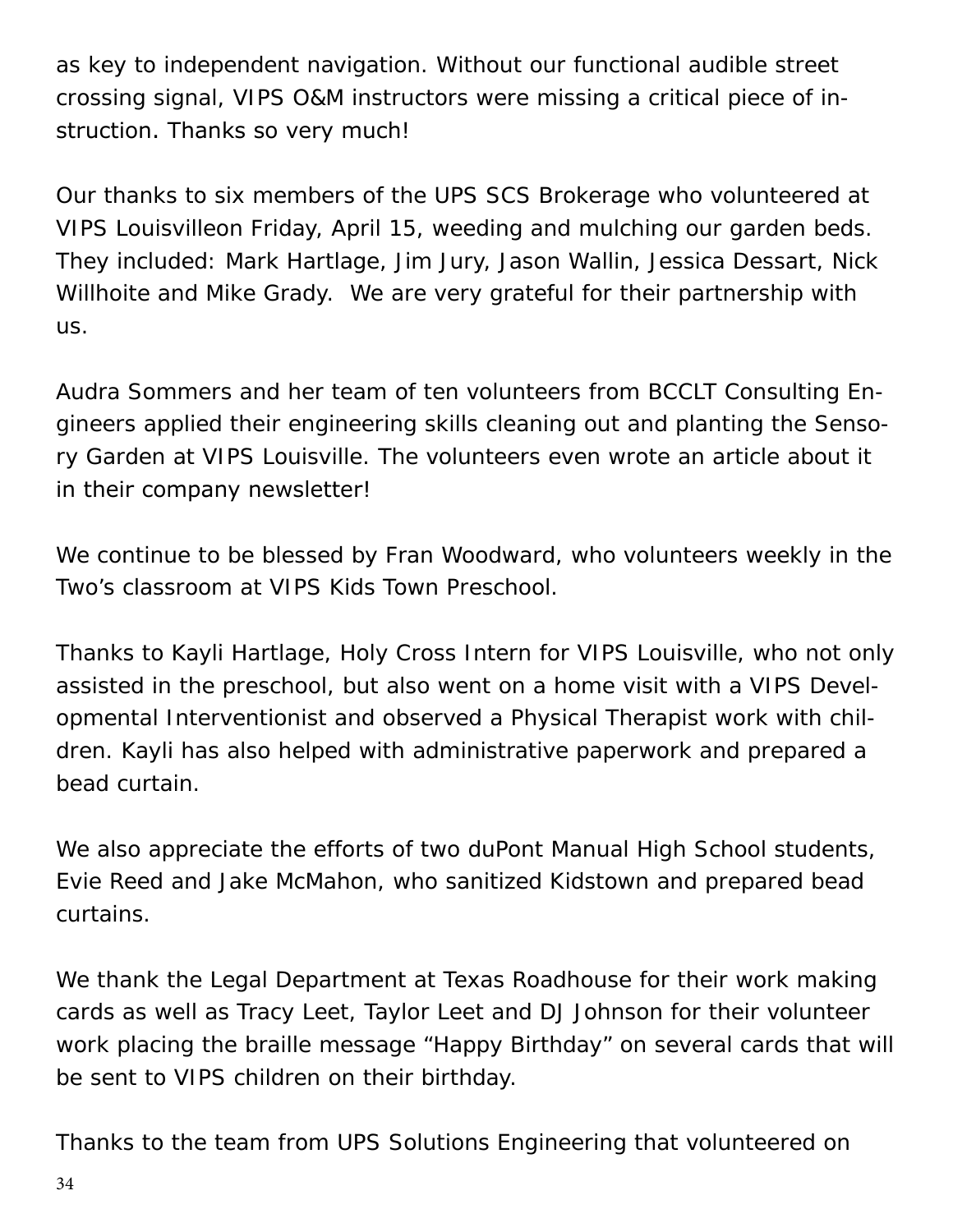as key to independent navigation. Without our functional audible street crossing signal, VIPS O&M instructors were missing a critical piece of instruction. Thanks so very much!

Our thanks to six members of the UPS SCS Brokerage who volunteered at VIPS Louisvilleon Friday, April 15, weeding and mulching our garden beds. They included: Mark Hartlage, Jim Jury, Jason Wallin, Jessica Dessart, Nick Willhoite and Mike Grady. We are very grateful for their partnership with us.

Audra Sommers and her team of ten volunteers from BCCLT Consulting Engineers applied their engineering skills cleaning out and planting the Sensory Garden at VIPS Louisville. The volunteers even wrote an article about it in their company newsletter!

We continue to be blessed by Fran Woodward, who volunteers weekly in the Two's classroom at VIPS Kids Town Preschool.

Thanks to Kayli Hartlage, Holy Cross Intern for VIPS Louisville, who not only assisted in the preschool, but also went on a home visit with a VIPS Developmental Interventionist and observed a Physical Therapist work with children. Kayli has also helped with administrative paperwork and prepared a bead curtain.

We also appreciate the efforts of two duPont Manual High School students, Evie Reed and Jake McMahon, who sanitized Kidstown and prepared bead curtains.

We thank the Legal Department at Texas Roadhouse for their work making cards as well as Tracy Leet, Taylor Leet and DJ Johnson for their volunteer work placing the braille message "Happy Birthday" on several cards that will be sent to VIPS children on their birthday.

Thanks to the team from UPS Solutions Engineering that volunteered on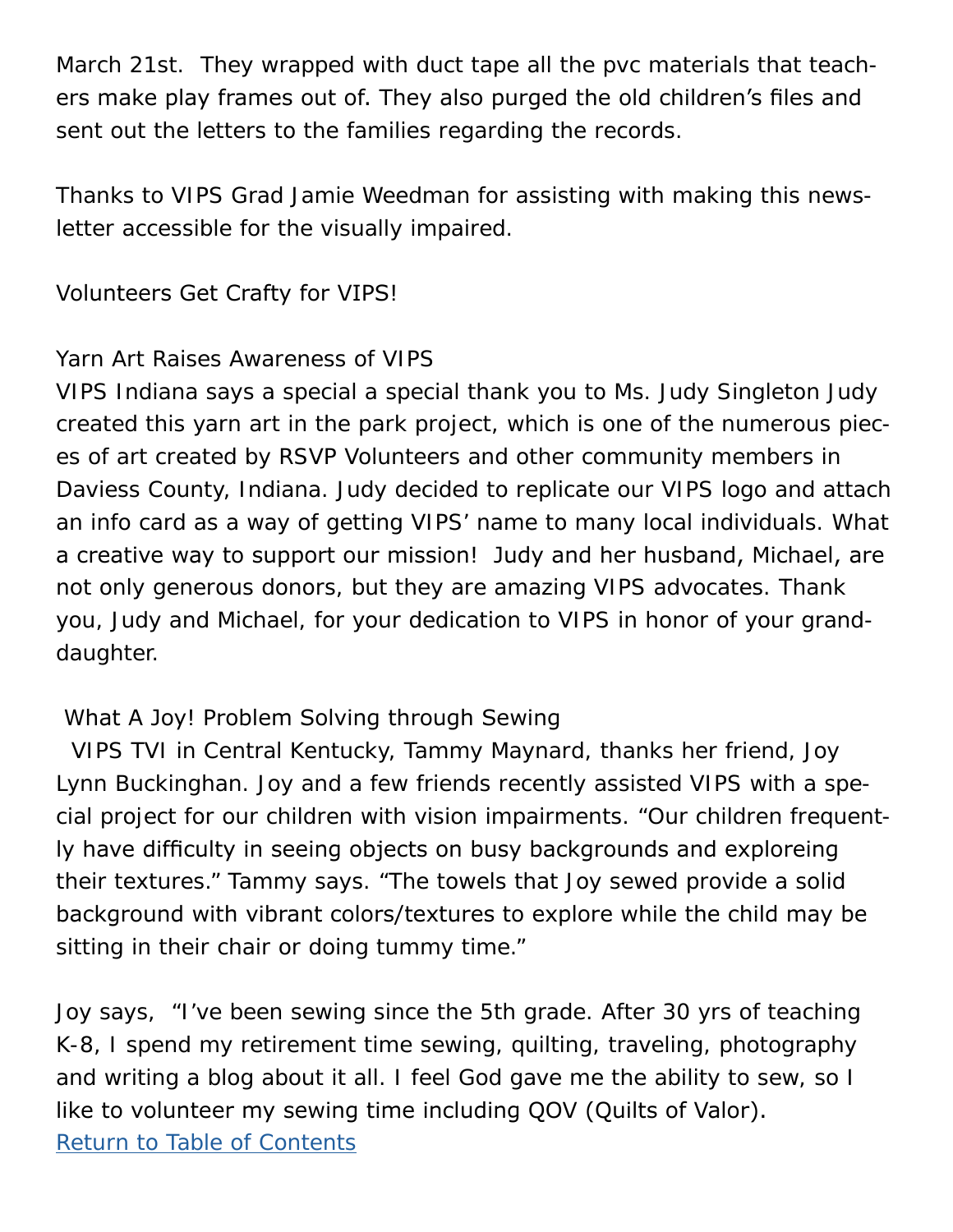March 21st. They wrapped with duct tape all the pvc materials that teachers make play frames out of. They also purged the old children's files and sent out the letters to the families regarding the records.

Thanks to VIPS Grad Jamie Weedman for assisting with making this newsletter accessible for the visually impaired.

## Volunteers Get Crafty for VIPS!

### Yarn Art Raises Awareness of VIPS

VIPS Indiana says a special a special thank you to Ms. Judy Singleton Judy created this yarn art in the park project, which is one of the numerous pieces of art created by RSVP Volunteers and other community members in Daviess County, Indiana. Judy decided to replicate our VIPS logo and attach an info card as a way of getting VIPS' name to many local individuals. What a creative way to support our mission! Judy and her husband, Michael, are not only generous donors, but they are amazing VIPS advocates. Thank you, Judy and Michael, for your dedication to VIPS in honor of your granddaughter.

### What A Joy! Problem Solving through Sewing

VIPS TVI in Central Kentucky, Tammy Maynard, thanks her friend, Joy Lynn Buckinghan. Joy and a few friends recently assisted VIPS with a special project for our children with vision impairments. "Our children frequently have difficulty in seeing objects on busy backgrounds and exploreing their textures." Tammy says. "The towels that Joy sewed provide a solid background with vibrant colors/textures to explore while the child may be sitting in their chair or doing tummy time."

Joy says, "I've been sewing since the 5th grade. After 30 yrs of teaching K-8, I spend my retirement time sewing, quilting, traveling, photography and writing a blog about it all. I feel God gave me the ability to sew, so I like to volunteer my sewing time including QOV (Quilts of Valor).

Return to Table of Contents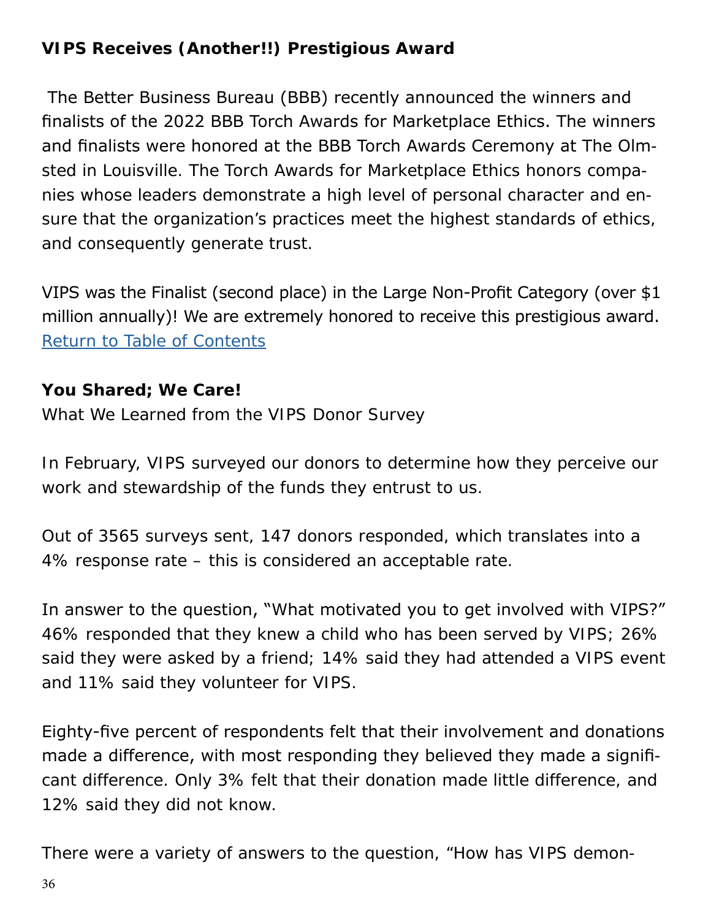**VIPS Receives (Another!!) Prestigious Award**

The Better Business Bureau (BBB) recently announced the winners and finalists of the 2022 BBB Torch Awards for Marketplace Ethics. The winners and finalists were honored at the BBB Torch Awards Ceremony at The Olmsted in Louisville. The Torch Awards for Marketplace Ethics honors companies whose leaders demonstrate a high level of personal character and ensure that the organization's practices meet the highest standards of ethics, and consequently generate trust.

VIPS was the Finalist (second place) in the Large Non-Profit Category (over $1 million annually)! We are extremely honored to receive this prestigious award.
Return to Table of Contents

**You Shared; We Care!**
What We Learned from the VIPS Donor Survey

In February, VIPS surveyed our donors to determine how they perceive our work and stewardship of the funds they entrust to us.

Out of 3565 surveys sent, 147 donors responded, which translates into a 4% response rate – this is considered an acceptable rate.

In answer to the question, "What motivated you to get involved with VIPS?" 46% responded that they knew a child who has been served by VIPS; 26% said they were asked by a friend; 14% said they had attended a VIPS event and 11% said they volunteer for VIPS.

Eighty-five percent of respondents felt that their involvement and donations made a difference, with most responding they believed they made a significant difference. Only 3% felt that their donation made little difference, and 12% said they did not know.

There were a variety of answers to the question, "How has VIPS demon-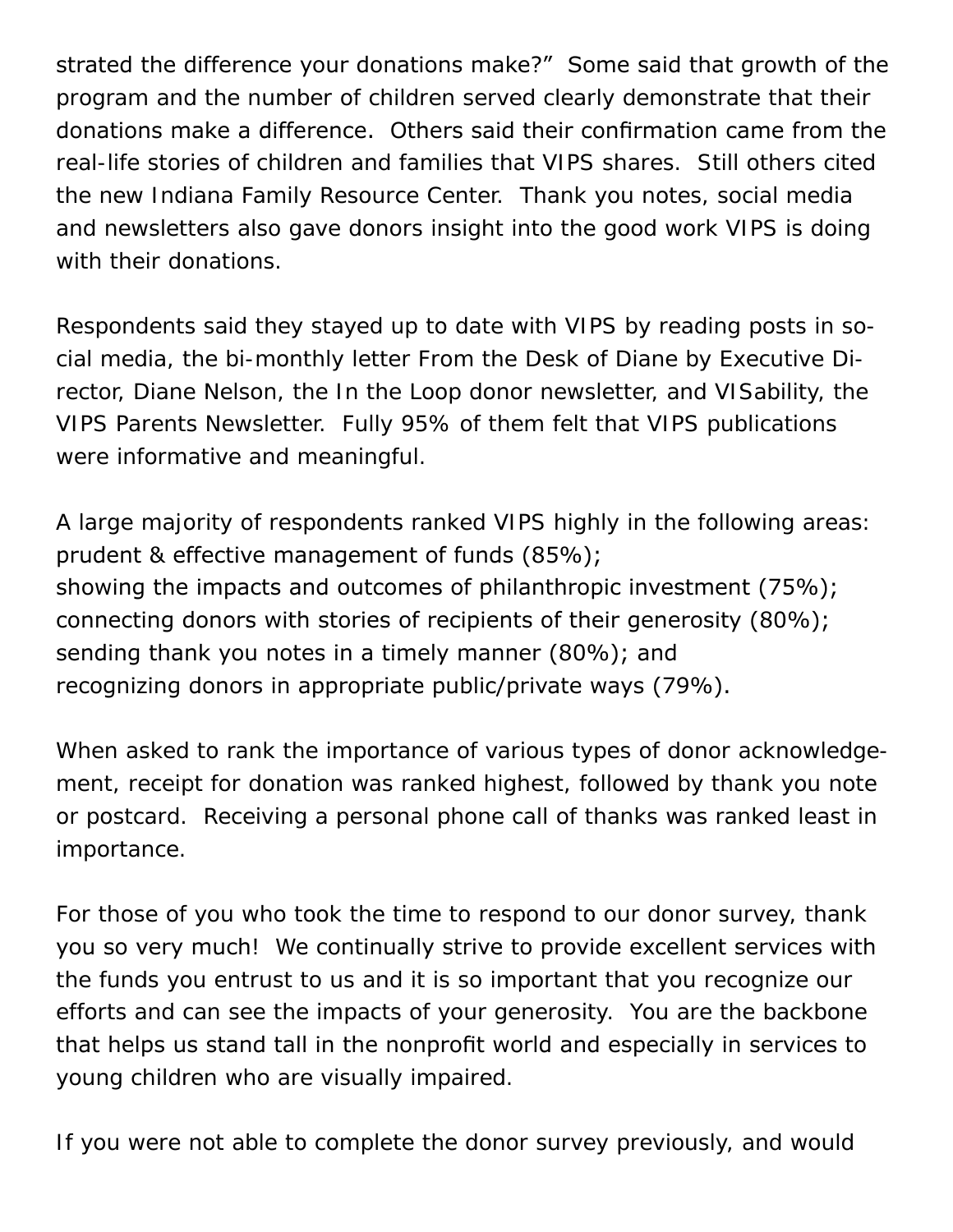strated the difference your donations make?" Some said that growth of the program and the number of children served clearly demonstrate that their donations make a difference. Others said their confirmation came from the real-life stories of children and families that VIPS shares. Still others cited the new Indiana Family Resource Center. Thank you notes, social media and newsletters also gave donors insight into the good work VIPS is doing with their donations.

Respondents said they stayed up to date with VIPS by reading posts in social media, the bi-monthly letter From the Desk of Diane by Executive Director, Diane Nelson, the In the Loop donor newsletter, and VISability, the VIPS Parents Newsletter. Fully 95% of them felt that VIPS publications were informative and meaningful.

A large majority of respondents ranked VIPS highly in the following areas:
prudent & effective management of funds (85%);
showing the impacts and outcomes of philanthropic investment (75%);
connecting donors with stories of recipients of their generosity (80%);
sending thank you notes in a timely manner (80%); and
recognizing donors in appropriate public/private ways (79%).

When asked to rank the importance of various types of donor acknowledgement, receipt for donation was ranked highest, followed by thank you note or postcard. Receiving a personal phone call of thanks was ranked least in importance.

For those of you who took the time to respond to our donor survey, thank you so very much! We continually strive to provide excellent services with the funds you entrust to us and it is so important that you recognize our efforts and can see the impacts of your generosity. You are the backbone that helps us stand tall in the nonprofit world and especially in services to young children who are visually impaired.

If you were not able to complete the donor survey previously, and would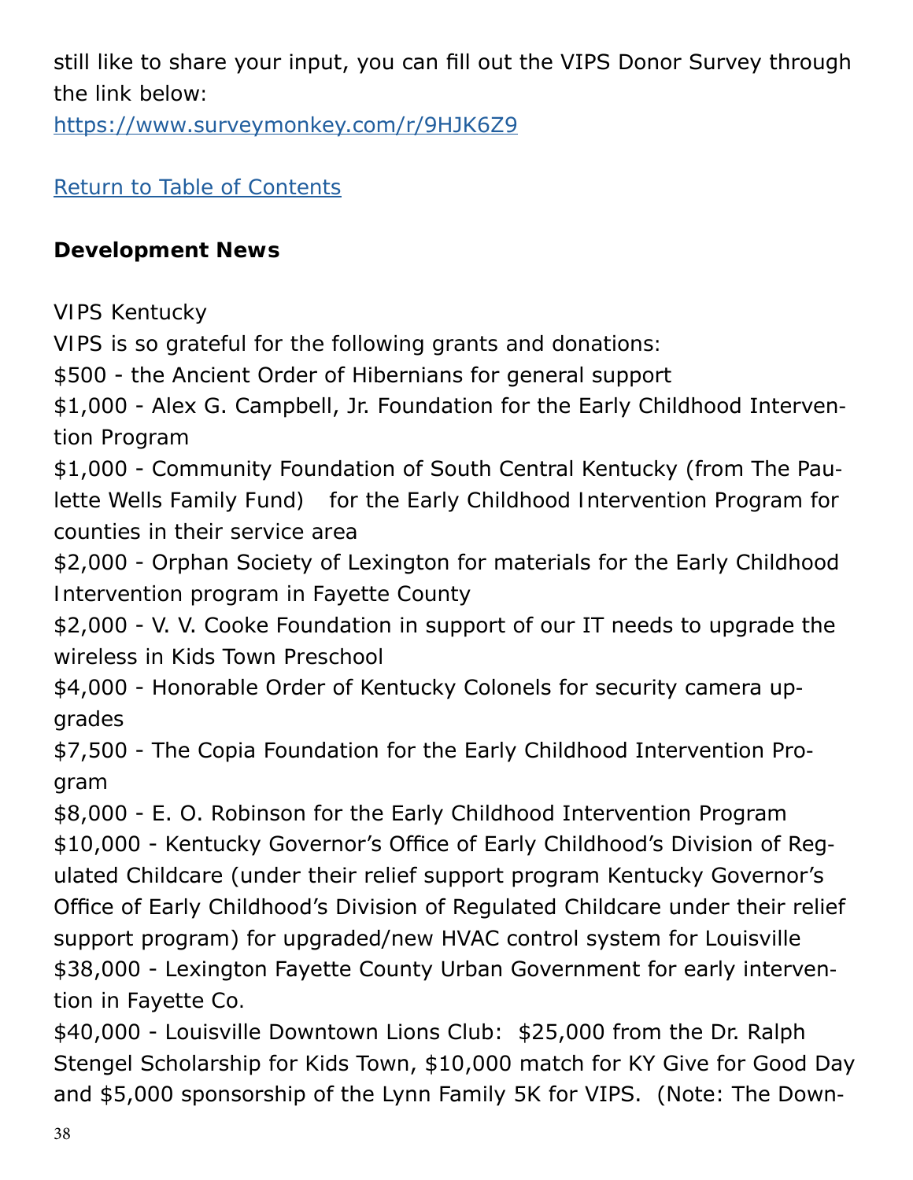still like to share your input, you can fill out the VIPS Donor Survey through the link below:
[https://www.surveymonkey.com/r/9HJK6Z9](https://www.surveymonkey.com/r/9HJK6Z9)

[Return to Table of Contents]()

**Development News**

VIPS Kentucky
VIPS is so grateful for the following grants and donations:
$500 - the Ancient Order of Hibernians for general support
$1,000 - Alex G. Campbell, Jr. Foundation for the Early Childhood Intervention Program
$1,000 - Community Foundation of South Central Kentucky (from The Paulette Wells Family Fund) for the Early Childhood Intervention Program for counties in their service area
$2,000 - Orphan Society of Lexington for materials for the Early Childhood Intervention program in Fayette County
$2,000 - V. V. Cooke Foundation in support of our IT needs to upgrade the wireless in Kids Town Preschool
$4,000 - Honorable Order of Kentucky Colonels for security camera upgrades
$7,500 - The Copia Foundation for the Early Childhood Intervention Program
$8,000 - E. O. Robinson for the Early Childhood Intervention Program
$10,000 - Kentucky Governor's Office of Early Childhood's Division of Regulated Childcare (under their relief support program Kentucky Governor's Office of Early Childhood's Division of Regulated Childcare under their relief support program) for upgraded/new HVAC control system for Louisville
$38,000 - Lexington Fayette County Urban Government for early intervention in Fayette Co.
$40,000 - Louisville Downtown Lions Club: $25,000 from the Dr. Ralph Stengel Scholarship for Kids Town, $10,000 match for KY Give for Good Day and $5,000 sponsorship of the Lynn Family 5K for VIPS. (Note: The Down-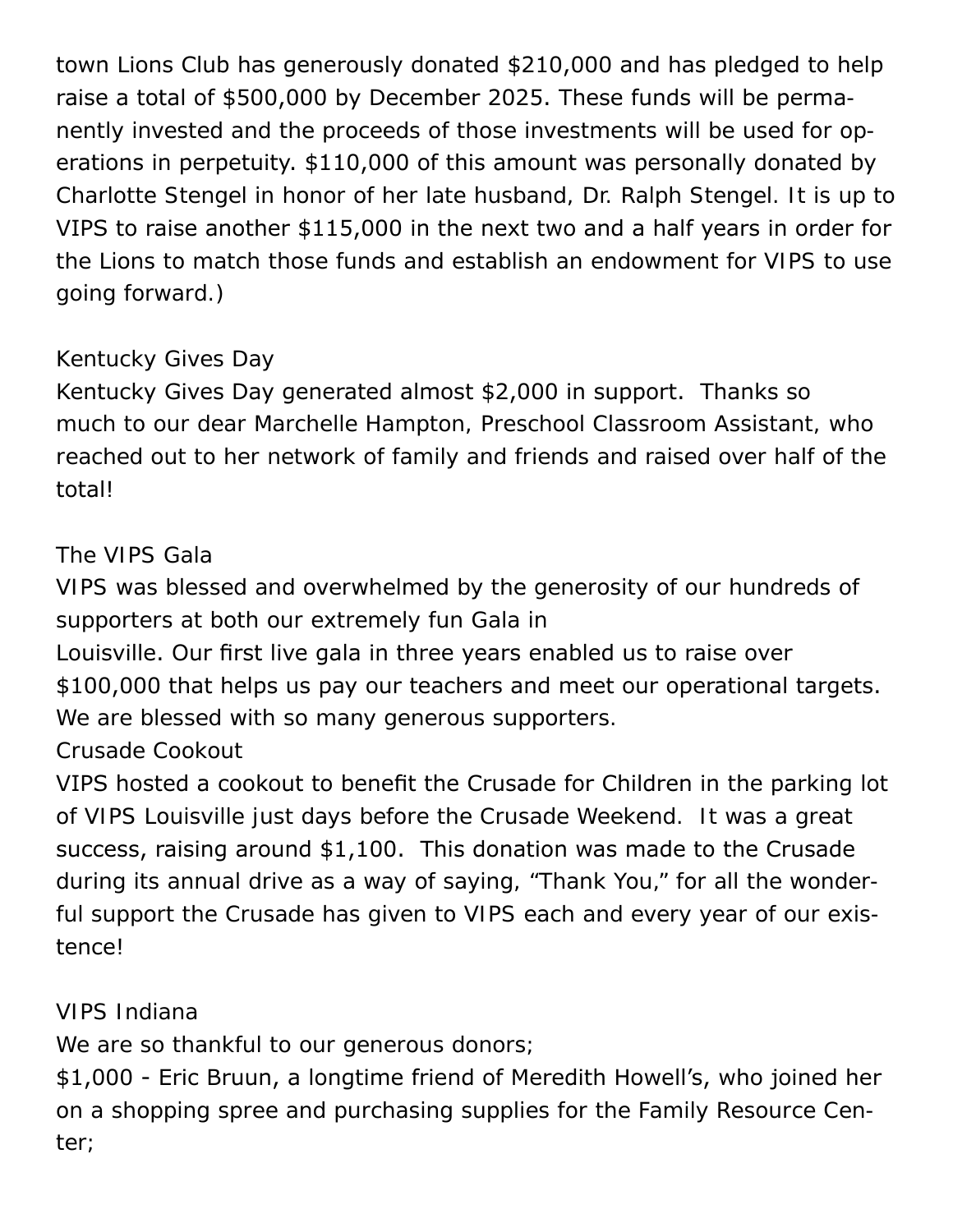town Lions Club has generously donated $210,000 and has pledged to help raise a total of $500,000 by December 2025. These funds will be permanently invested and the proceeds of those investments will be used for operations in perpetuity. $110,000 of this amount was personally donated by Charlotte Stengel in honor of her late husband, Dr. Ralph Stengel. It is up to VIPS to raise another $115,000 in the next two and a half years in order for the Lions to match those funds and establish an endowment for VIPS to use going forward.)

### Kentucky Gives Day

Kentucky Gives Day generated almost $2,000 in support. Thanks so much to our dear Marchelle Hampton, Preschool Classroom Assistant, who reached out to her network of family and friends and raised over half of the total!

### The VIPS Gala

VIPS was blessed and overwhelmed by the generosity of our hundreds of supporters at both our extremely fun Gala in Louisville. Our first live gala in three years enabled us to raise over $100,000 that helps us pay our teachers and meet our operational targets. We are blessed with so many generous supporters.

### Crusade Cookout

VIPS hosted a cookout to benefit the Crusade for Children in the parking lot of VIPS Louisville just days before the Crusade Weekend. It was a great success, raising around $1,100. This donation was made to the Crusade during its annual drive as a way of saying, "Thank You," for all the wonderful support the Crusade has given to VIPS each and every year of our existence!

### VIPS Indiana

We are so thankful to our generous donors;

$1,000 - Eric Bruun, a longtime friend of Meredith Howell's, who joined her on a shopping spree and purchasing supplies for the Family Resource Center;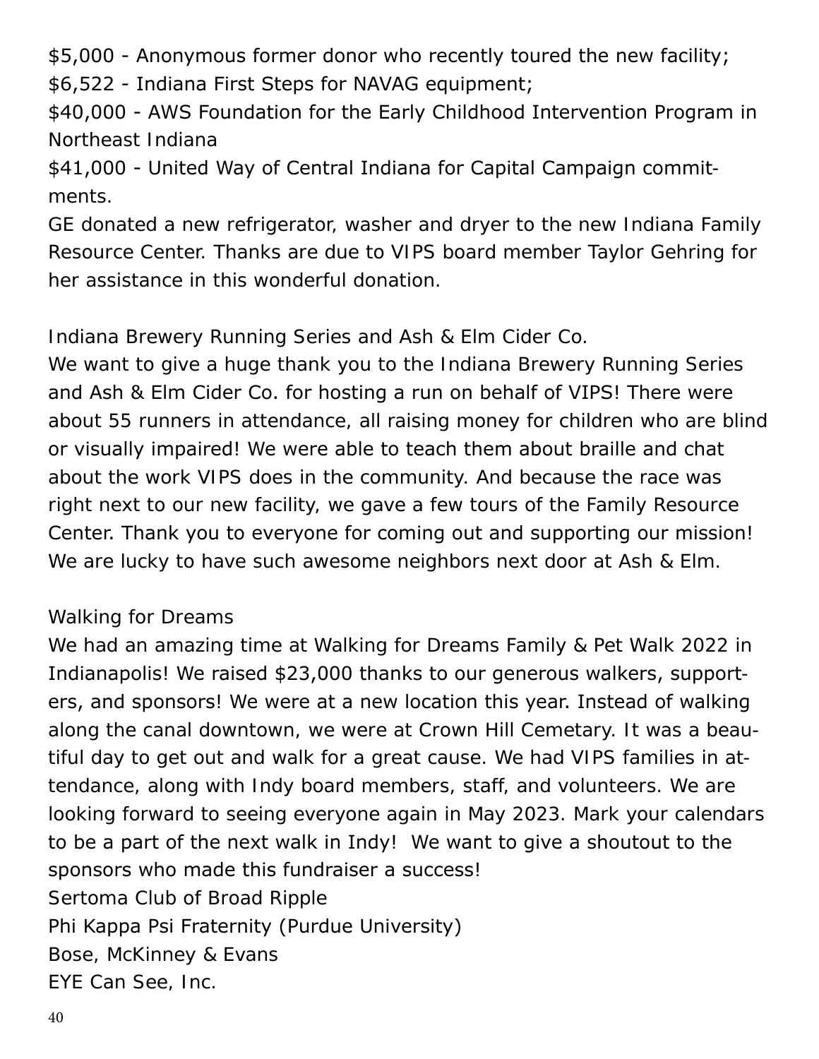$5,000 - Anonymous former donor who recently toured the new facility;
$6,522 - Indiana First Steps for NAVAG equipment;
$40,000 - AWS Foundation for the Early Childhood Intervention Program in Northeast Indiana
$41,000 - United Way of Central Indiana for Capital Campaign commitments.
GE donated a new refrigerator, washer and dryer to the new Indiana Family Resource Center. Thanks are due to VIPS board member Taylor Gehring for her assistance in this wonderful donation.

## Indiana Brewery Running Series and Ash & Elm Cider Co.

We want to give a huge thank you to the Indiana Brewery Running Series and Ash & Elm Cider Co. for hosting a run on behalf of VIPS! There were about 55 runners in attendance, all raising money for children who are blind or visually impaired! We were able to teach them about braille and chat about the work VIPS does in the community. And because the race was right next to our new facility, we gave a few tours of the Family Resource Center. Thank you to everyone for coming out and supporting our mission! We are lucky to have such awesome neighbors next door at Ash & Elm.

## Walking for Dreams

We had an amazing time at Walking for Dreams Family & Pet Walk 2022 in Indianapolis! We raised $23,000 thanks to our generous walkers, supporters, and sponsors! We were at a new location this year. Instead of walking along the canal downtown, we were at Crown Hill Cemetary. It was a beautiful day to get out and walk for a great cause. We had VIPS families in attendance, along with Indy board members, staff, and volunteers. We are looking forward to seeing everyone again in May 2023. Mark your calendars to be a part of the next walk in Indy! We want to give a shoutout to the sponsors who made this fundraiser a success!
Sertoma Club of Broad Ripple
Phi Kappa Psi Fraternity (Purdue University)
Bose, McKinney & Evans
EYE Can See, Inc.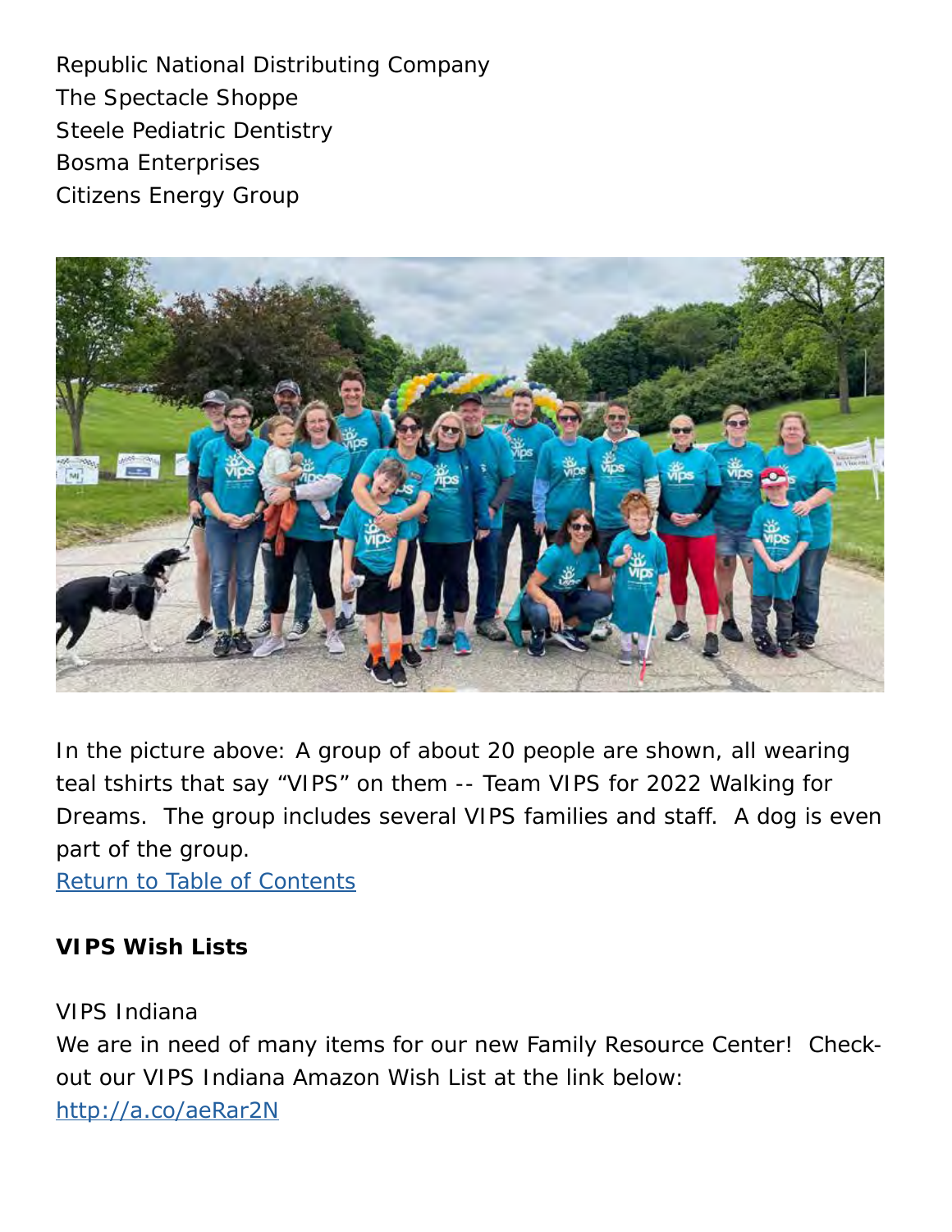Republic National Distributing Company
The Spectacle Shoppe
Steele Pediatric Dentistry
Bosma Enterprises
Citizens Energy Group

In the picture above: A group of about 20 people are shown, all wearing teal tshirts that say “VIPS” on them -- Team VIPS for 2022 Walking for Dreams. The group includes several VIPS families and staff. A dog is even part of the group.
[Return to Table of Contents]

**VIPS Wish Lists**

VIPS Indiana
We are in need of many items for our new Family Resource Center! Check-out our VIPS Indiana Amazon Wish List at the link below:
http://a.co/aeRar2N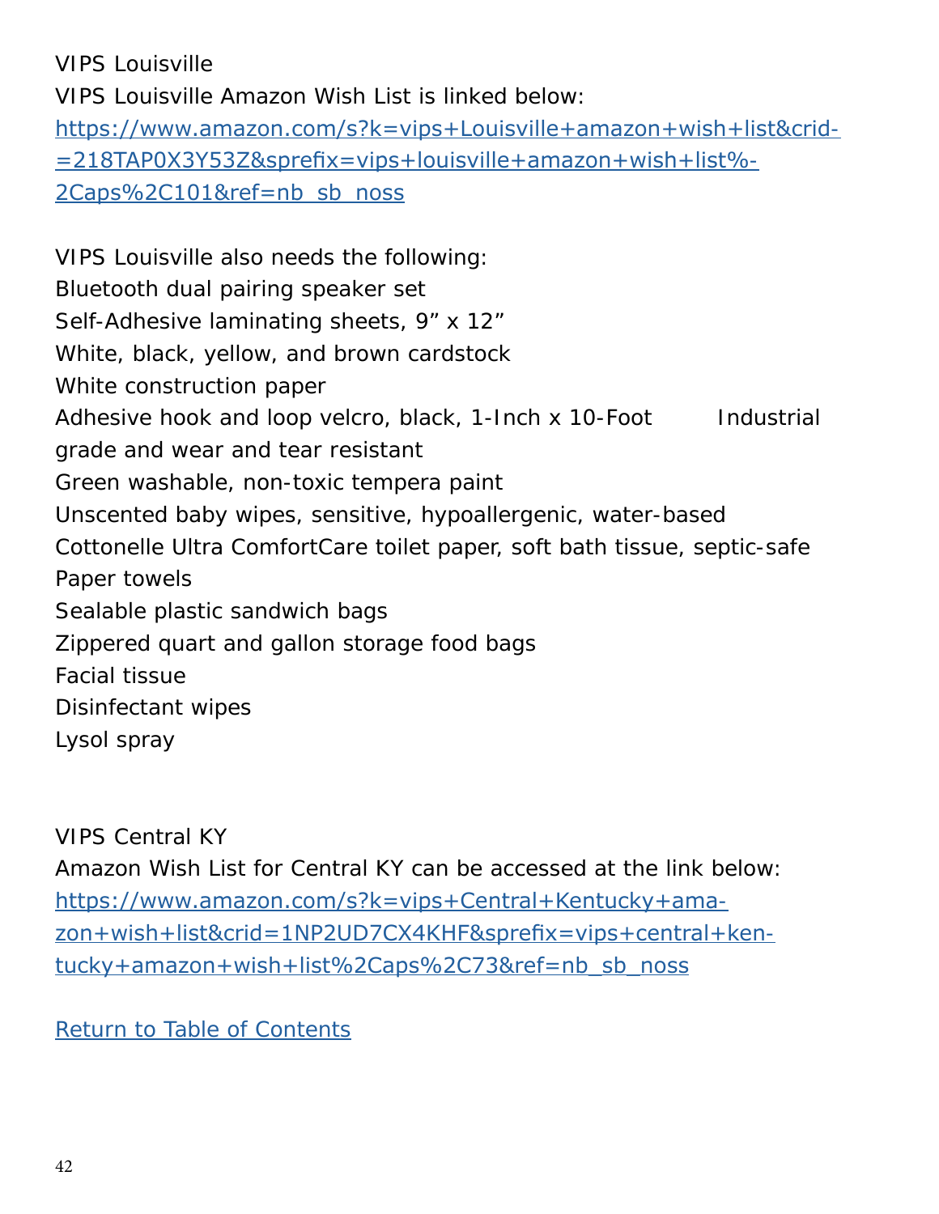VIPS Louisville

VIPS Louisville Amazon Wish List is linked below:

[https://www.amazon.com/s?k=vips+Louisville+amazon+wish+list&crid=218TAP0X3Y53Z&sprefix=vips+louisville+amazon+wish+list%2Caps%2C101&ref=nb_sb_noss](https://www.amazon.com/s?k=vips+Louisville+amazon+wish+list&crid=218TAP0X3Y53Z&sprefix=vips+louisville+amazon+wish+list%2Caps%2C101&ref=nb_sb_noss)

VIPS Louisville also needs the following:

Bluetooth dual pairing speaker set
Self-Adhesive laminating sheets, 9” x 12”
White, black, yellow, and brown cardstock
White construction paper
Adhesive hook and loop velcro, black, 1-Inch x 10-Foot Industrial grade and wear and tear resistant
Green washable, non-toxic tempera paint
Unscented baby wipes, sensitive, hypoallergenic, water-based
Cottonelle Ultra ComfortCare toilet paper, soft bath tissue, septic-safe
Paper towels
Sealable plastic sandwich bags
Zippered quart and gallon storage food bags
Facial tissue
Disinfectant wipes
Lysol spray

VIPS Central KY

Amazon Wish List for Central KY can be accessed at the link below:

[https://www.amazon.com/s?k=vips+Central+Kentucky+amazon+wish+list&crid=1NP2UD7CX4KHF&sprefix=vips+central+kentucky+amazon+wish+list%2Caps%2C73&ref=nb_sb_noss](https://www.amazon.com/s?k=vips+Central+Kentucky+amazon+wish+list&crid=1NP2UD7CX4KHF&sprefix=vips+central+kentucky+amazon+wish+list%2Caps%2C73&ref=nb_sb_noss)

Return to Table of Contents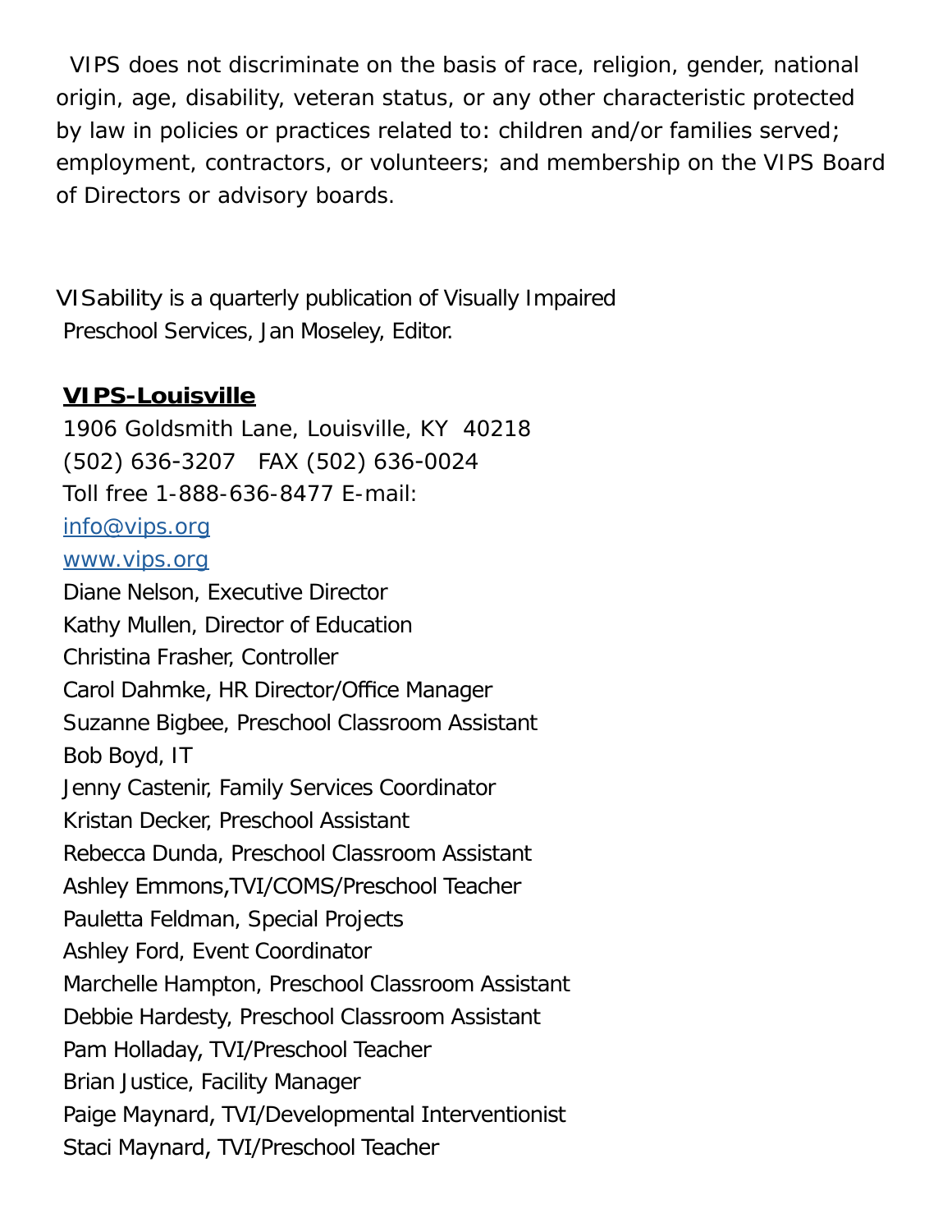VIPS does not discriminate on the basis of race, religion, gender, national origin, age, disability, veteran status, or any other characteristic protected by law in policies or practices related to: children and/or families served; employment, contractors, or volunteers; and membership on the VIPS Board of Directors or advisory boards.

VISability is a quarterly publication of Visually Impaired Preschool Services, Jan Moseley, Editor.

**VIPS-Louisville**

1906 Goldsmith Lane, Louisville, KY 40218
(502) 636-3207 FAX (502) 636-0024
Toll free 1-888-636-8477 E-mail:
info@vips.org
www.vips.org

Diane Nelson, Executive Director
Kathy Mullen, Director of Education
Christina Frasher, Controller
Carol Dahmke, HR Director/Office Manager
Suzanne Bigbee, Preschool Classroom Assistant
Bob Boyd, IT
Jenny Castenir, Family Services Coordinator
Kristan Decker, Preschool Assistant
Rebecca Dunda, Preschool Classroom Assistant
Ashley Emmons,TVI/COMS/Preschool Teacher
Pauletta Feldman, Special Projects
Ashley Ford, Event Coordinator
Marchelle Hampton, Preschool Classroom Assistant
Debbie Hardesty, Preschool Classroom Assistant
Pam Holladay, TVI/Preschool Teacher
Brian Justice, Facility Manager
Paige Maynard, TVI/Developmental Interventionist
Staci Maynard, TVI/Preschool Teacher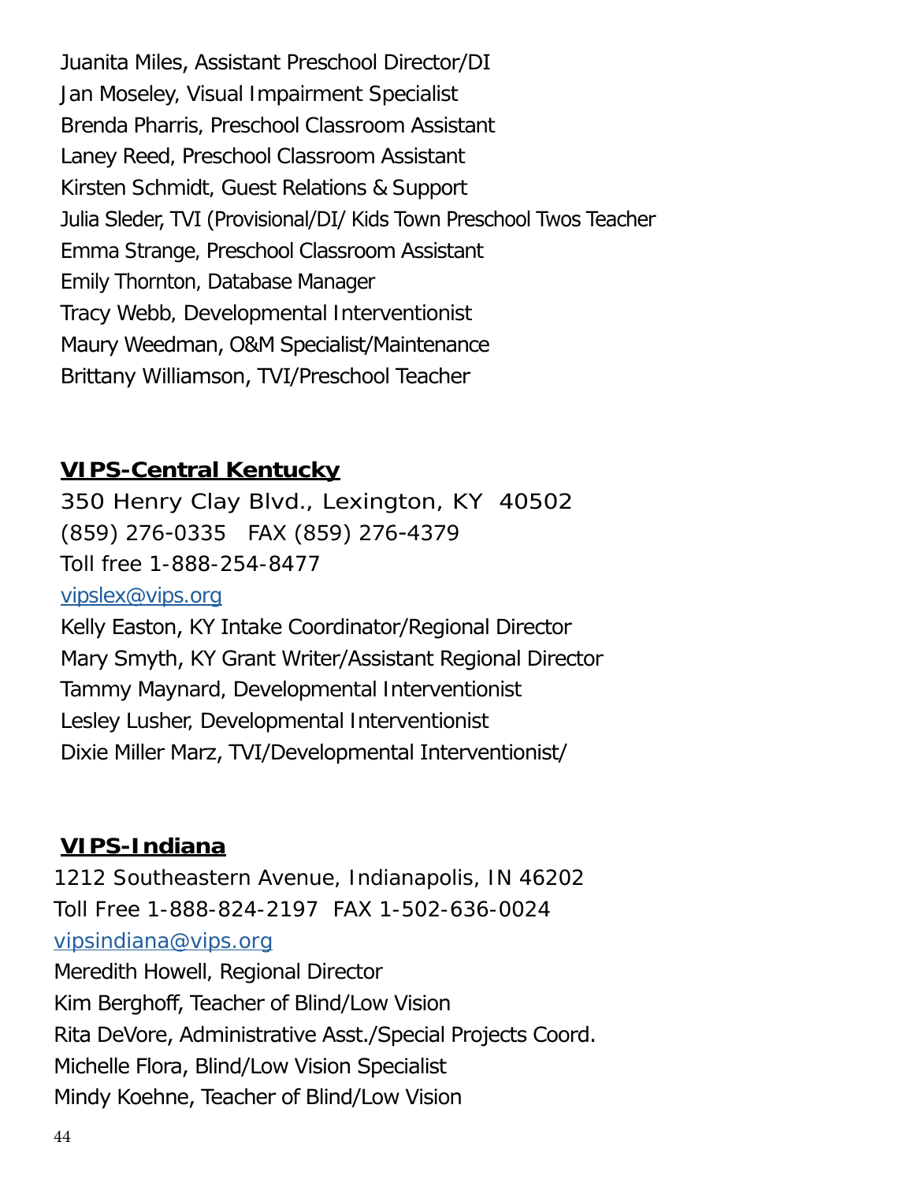Juanita Miles, Assistant Preschool Director/DI
Jan Moseley, Visual Impairment Specialist
Brenda Pharris, Preschool Classroom Assistant
Laney Reed, Preschool Classroom Assistant
Kirsten Schmidt, Guest Relations & Support
Julia Sleder, TVI (Provisional/DI/ Kids Town Preschool Twos Teacher
Emma Strange, Preschool Classroom Assistant
Emily Thornton, Database Manager
Tracy Webb, Developmental Interventionist
Maury Weedman, O&M Specialist/Maintenance
Brittany Williamson, TVI/Preschool Teacher

## VIPS-Central Kentucky

350 Henry Clay Blvd., Lexington, KY 40502
(859) 276-0335 FAX (859) 276-4379
Toll free 1-888-254-8477
vipslex@vips.org
Kelly Easton, KY Intake Coordinator/Regional Director
Mary Smyth, KY Grant Writer/Assistant Regional Director
Tammy Maynard, Developmental Interventionist
Lesley Lusher, Developmental Interventionist
Dixie Miller Marz, TVI/Developmental Interventionist/

## VIPS-Indiana

1212 Southeastern Avenue, Indianapolis, IN 46202
Toll Free 1-888-824-2197 FAX 1-502-636-0024
vipsindiana@vips.org
Meredith Howell, Regional Director
Kim Berghoff, Teacher of Blind/Low Vision
Rita DeVore, Administrative Asst./Special Projects Coord.
Michelle Flora, Blind/Low Vision Specialist
Mindy Koehne, Teacher of Blind/Low Vision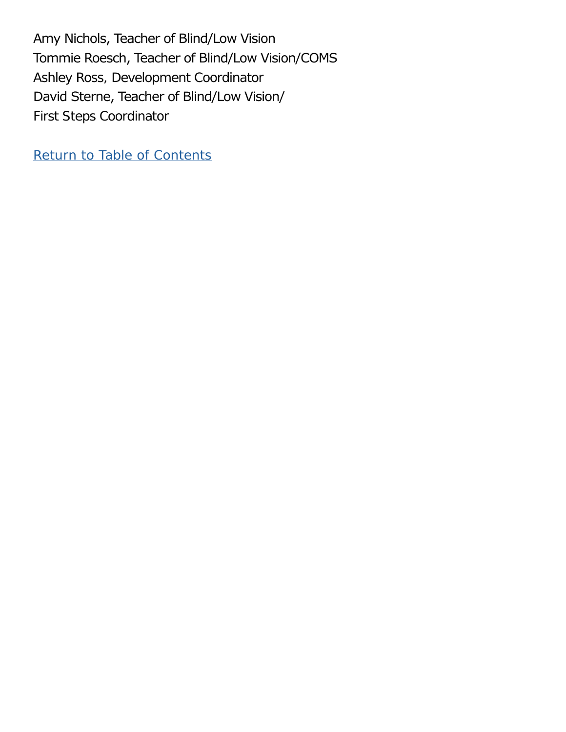Amy Nichols, Teacher of Blind/Low Vision
Tommie Roesch, Teacher of Blind/Low Vision/COMS
Ashley Ross, Development Coordinator
David Sterne, Teacher of Blind/Low Vision/
First Steps Coordinator

Return to Table of Contents